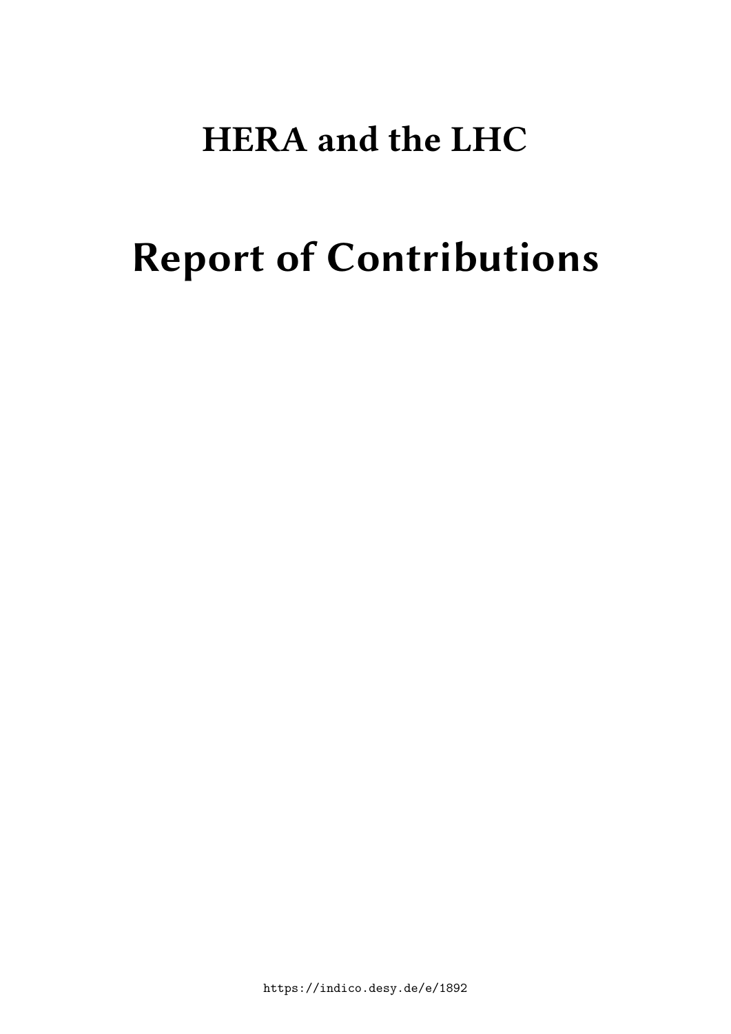# HERA and the LHC

# Report of Contributions

https://indico.desy.de/e/1892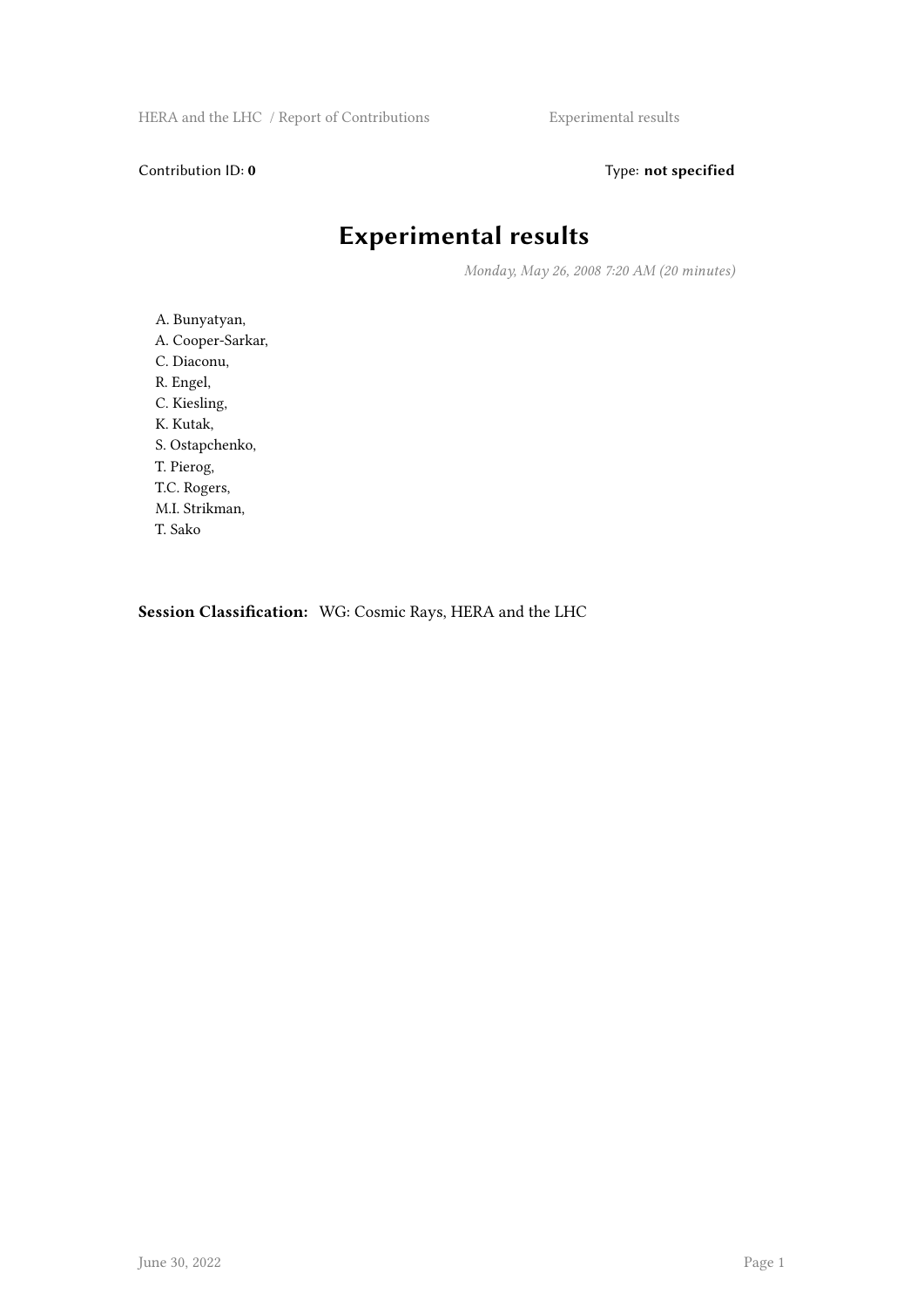Contribution ID: **0** Type: **not specified**

# Experimental results

*Monday, May 26, 2008 7:20 AM (20 minutes)*

A. Bunyatyan,
A. Cooper-Sarkar,
C. Diaconu,
R. Engel,
C. Kiesling,
K. Kutak,
S. Ostapchenko,
T. Pierog,
T.C. Rogers,
M.I. Strikman,
T. Sako

**Session Classification:** WG: Cosmic Rays, HERA and the LHC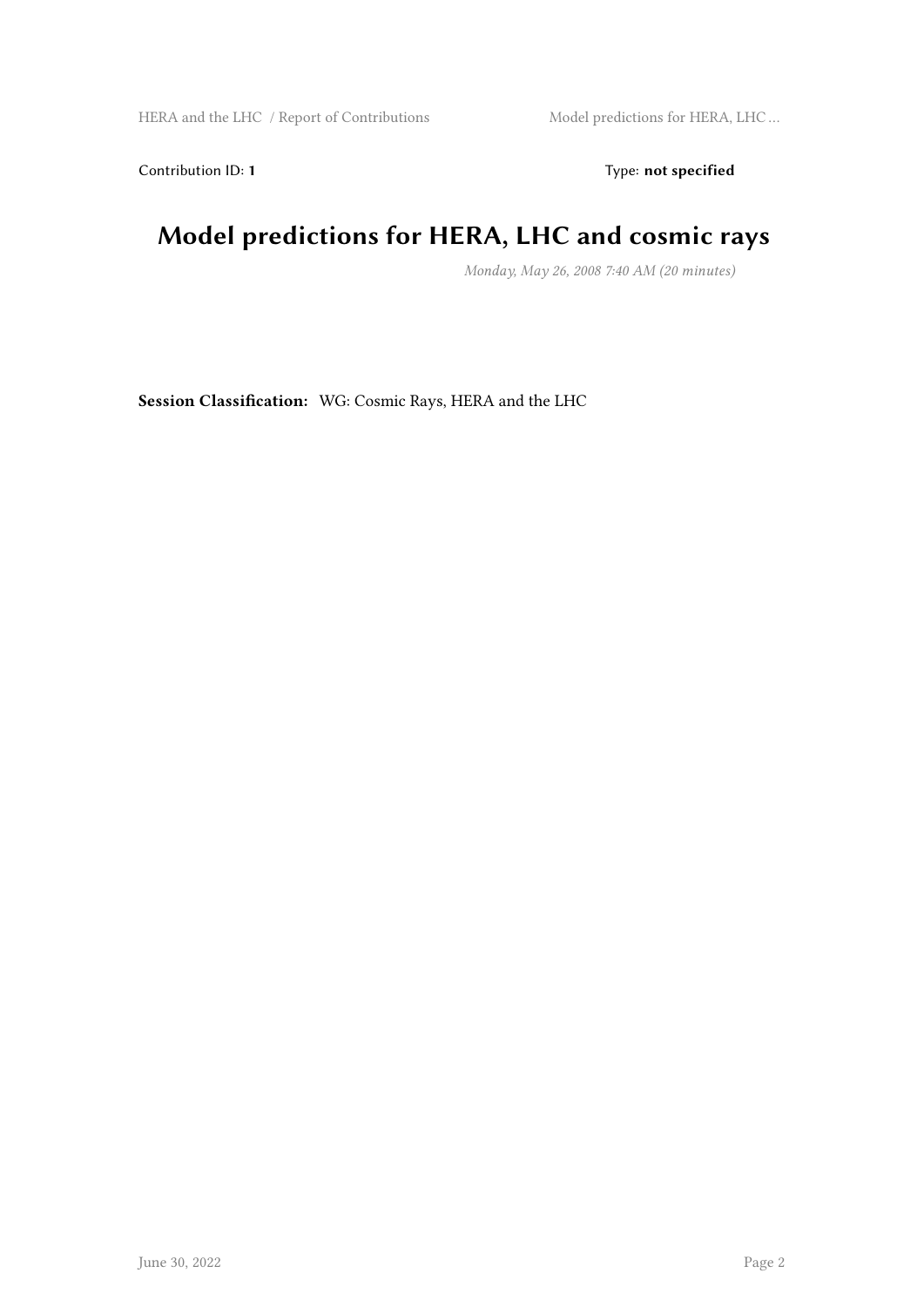Contribution ID: **1** Type: **not specified**

# Model predictions for HERA, LHC and cosmic rays

*Monday, May 26, 2008 7:40 AM (20 minutes)*

**Session Classification:** WG: Cosmic Rays, HERA and the LHC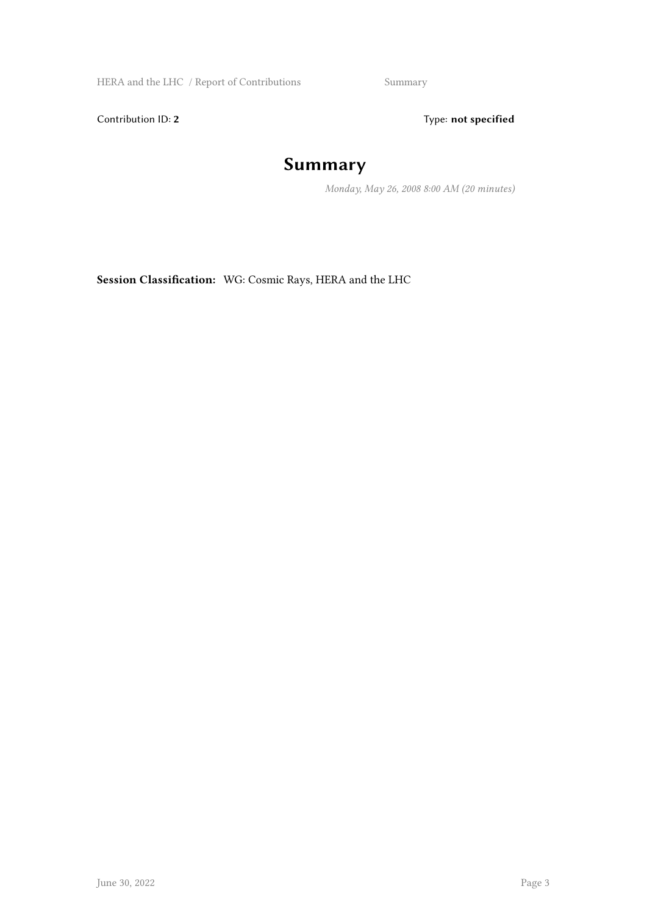Contribution ID: **2**

Type: **not specified**

# Summary

*Monday, May 26, 2008 8:00 AM (20 minutes)*

**Session Classification:** WG: Cosmic Rays, HERA and the LHC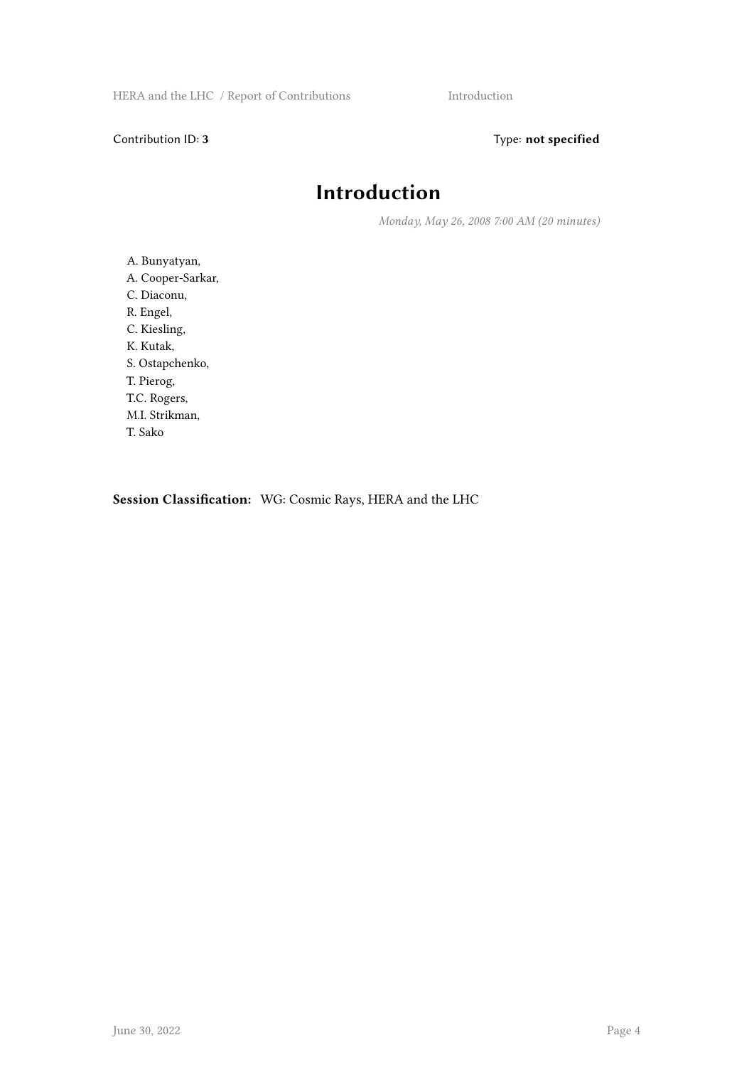Contribution ID: **3** Type: **not specified**

# Introduction

*Monday, May 26, 2008 7:00 AM (20 minutes)*

A. Bunyatyan,
A. Cooper-Sarkar,
C. Diaconu,
R. Engel,
C. Kiesling,
K. Kutak,
S. Ostapchenko,
T. Pierog,
T.C. Rogers,
M.I. Strikman,
T. Sako

**Session Classification:** WG: Cosmic Rays, HERA and the LHC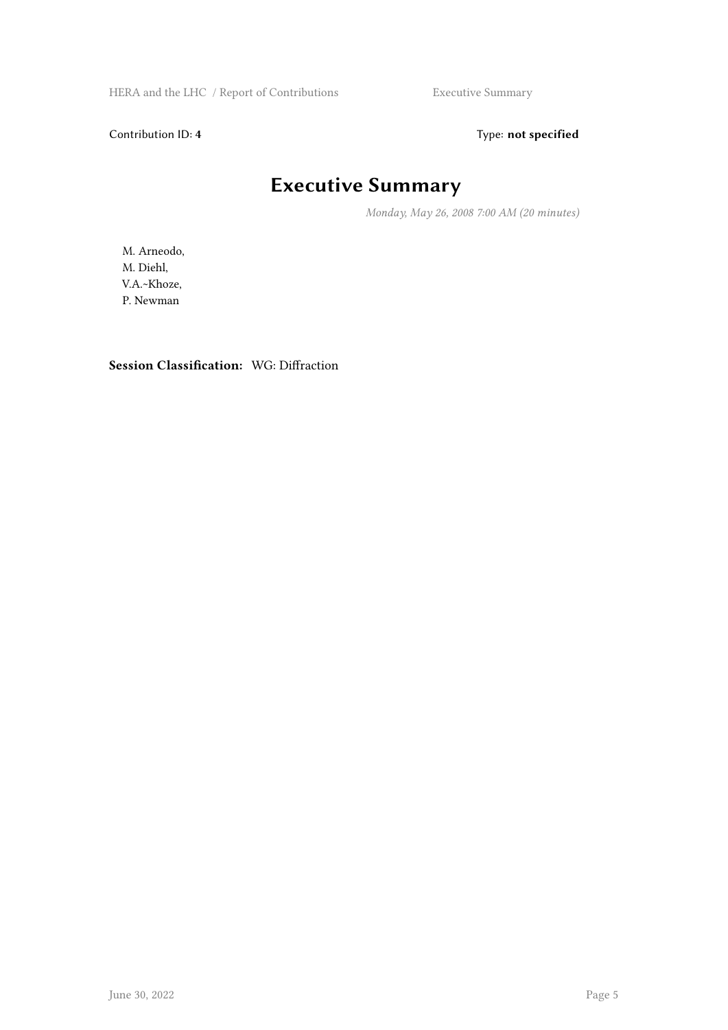Contribution ID: 4 Type: **not specified**

# Executive Summary

*Monday, May 26, 2008 7:00 AM (20 minutes)*

M. Arneodo,
M. Diehl,
V.A.~Khoze,
P. Newman

**Session Classification:** WG: Diffraction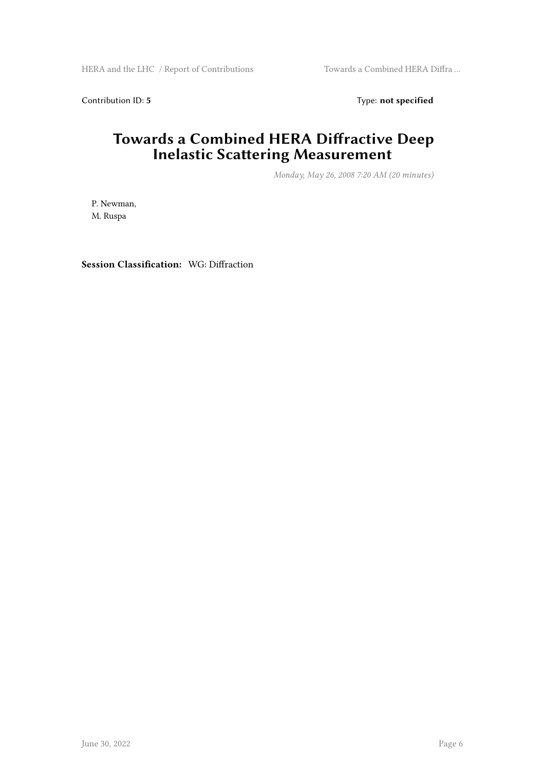Contribution ID: **5**

Type: **not specified**

# Towards a Combined HERA Diffractive Deep Inelastic Scattering Measurement

*Monday, May 26, 2008 7:20 AM (20 minutes)*

P. Newman,
M. Ruspa

**Session Classification:** WG: Diffraction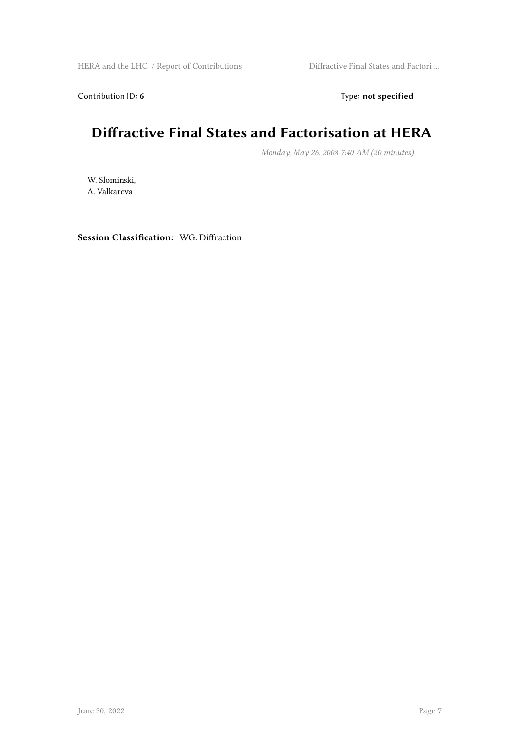Contribution ID: **6** Type: **not specified**

# Diffractive Final States and Factorisation at HERA

*Monday, May 26, 2008 7:40 AM (20 minutes)*

W. Slominski,
A. Valkarova

**Session Classification:** WG: Diffraction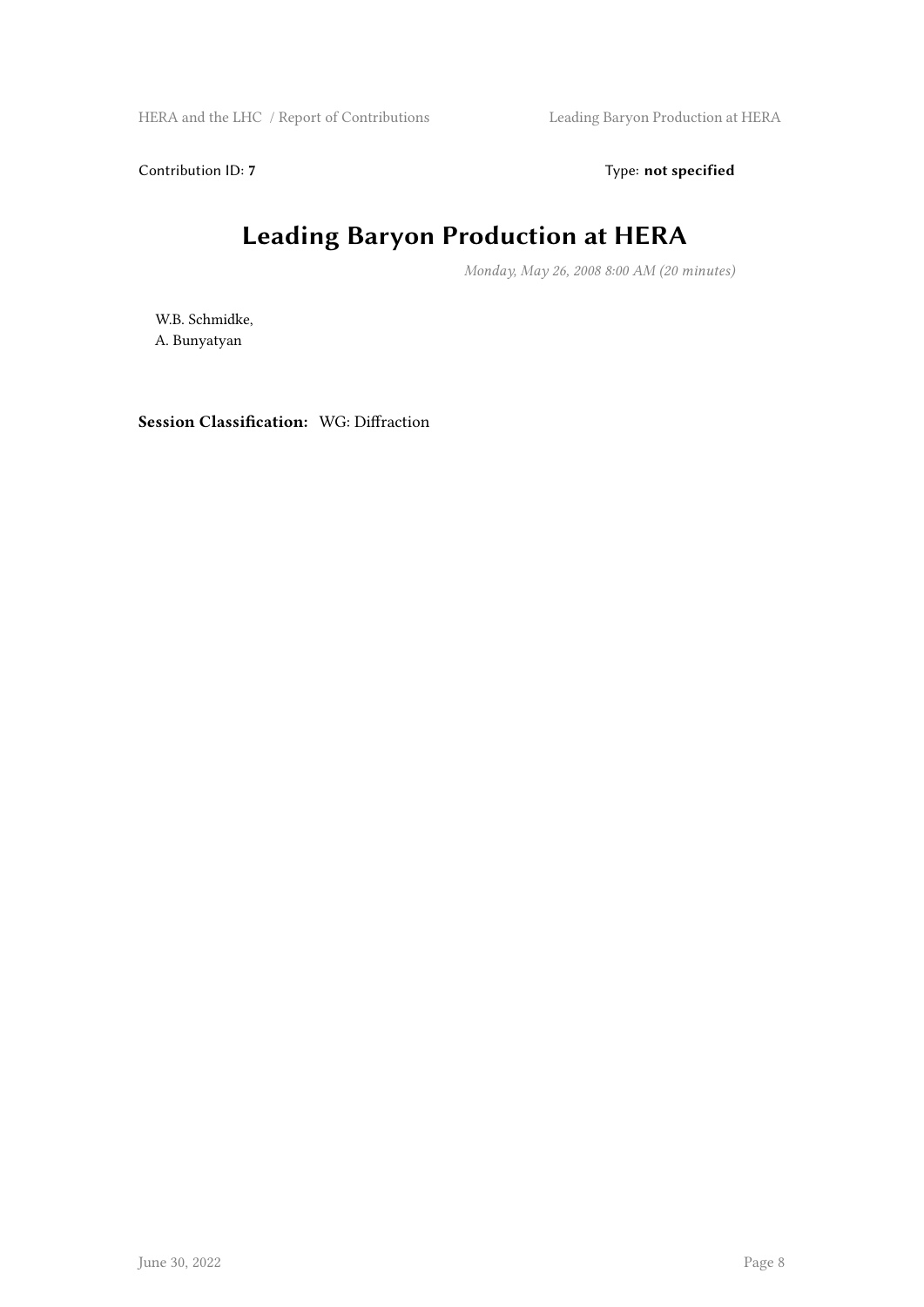Contribution ID: **7**

Type: **not specified**

# Leading Baryon Production at HERA

*Monday, May 26, 2008 8:00 AM (20 minutes)*

W.B. Schmidke,
A. Bunyatyan

**Session Classification:** WG: Diffraction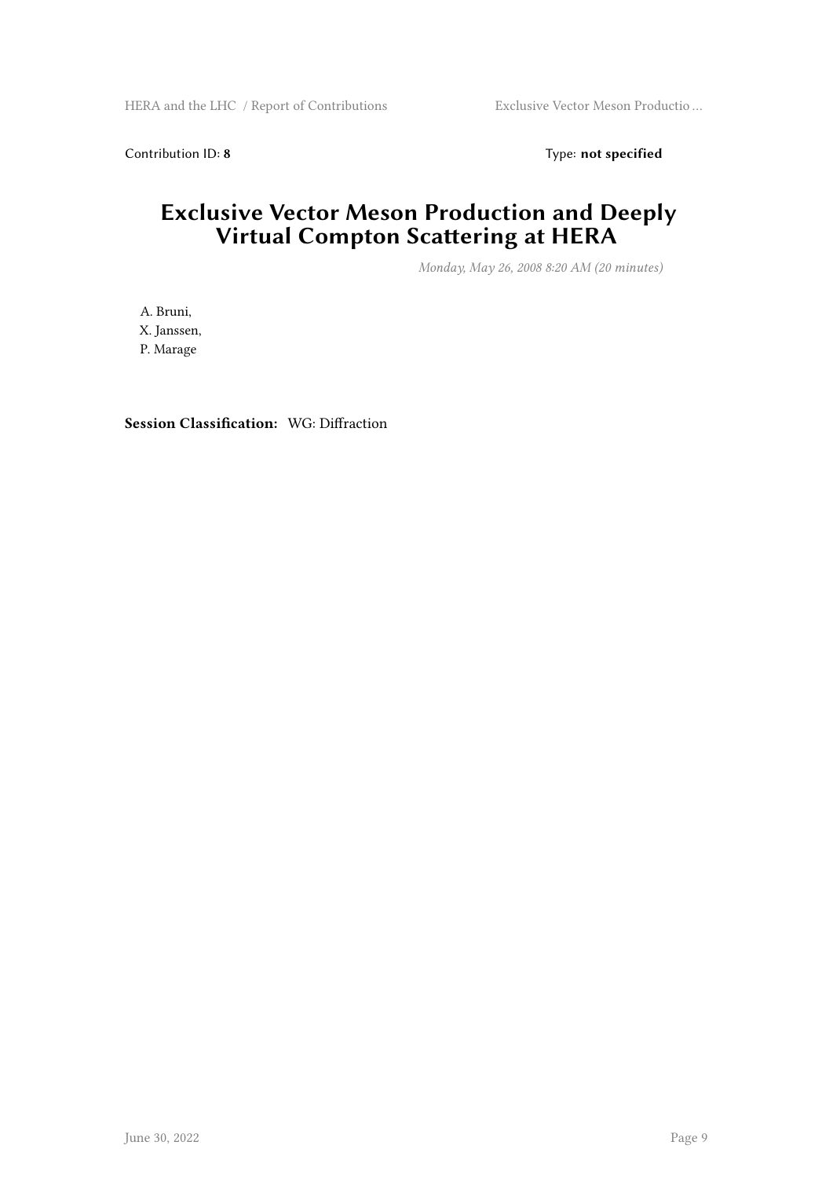Contribution ID: **8** Type: **not specified**

# Exclusive Vector Meson Production and Deeply Virtual Compton Scattering at HERA

*Monday, May 26, 2008 8:20 AM (20 minutes)*

A. Bruni,
X. Janssen,
P. Marage

**Session Classification:** WG: Diffraction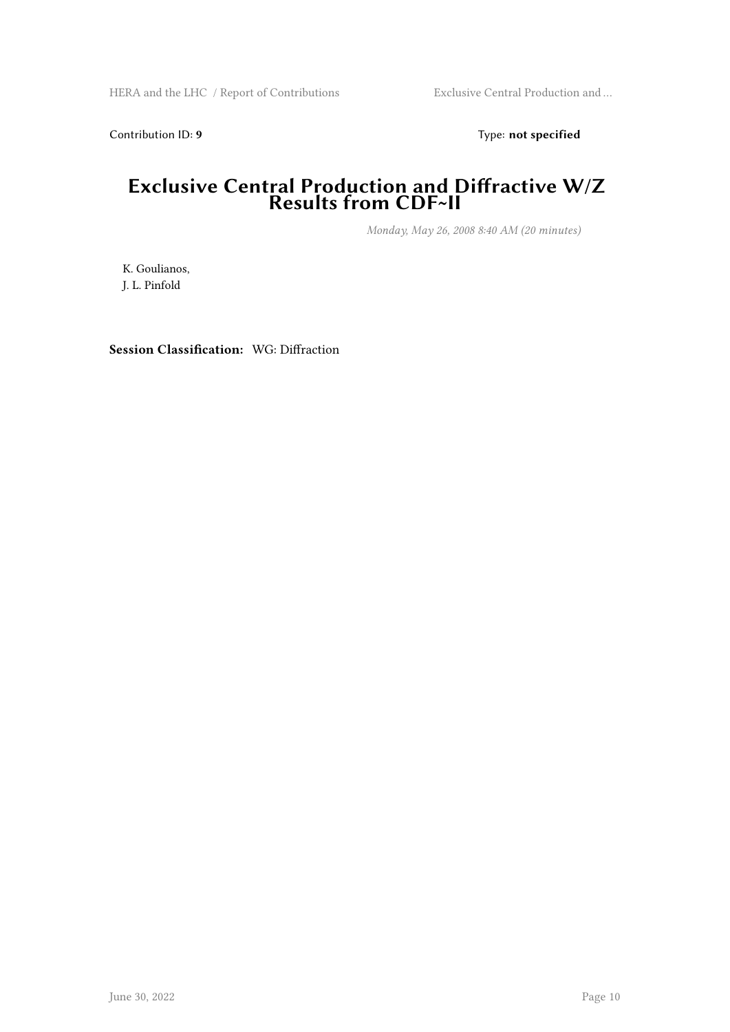Contribution ID: **9** Type: **not specified**

# Exclusive Central Production and Diffractive W/Z Results from CDF~II

*Monday, May 26, 2008 8:40 AM (20 minutes)*

K. Goulianos,
J. L. Pinfold

**Session Classification:** WG: Diffraction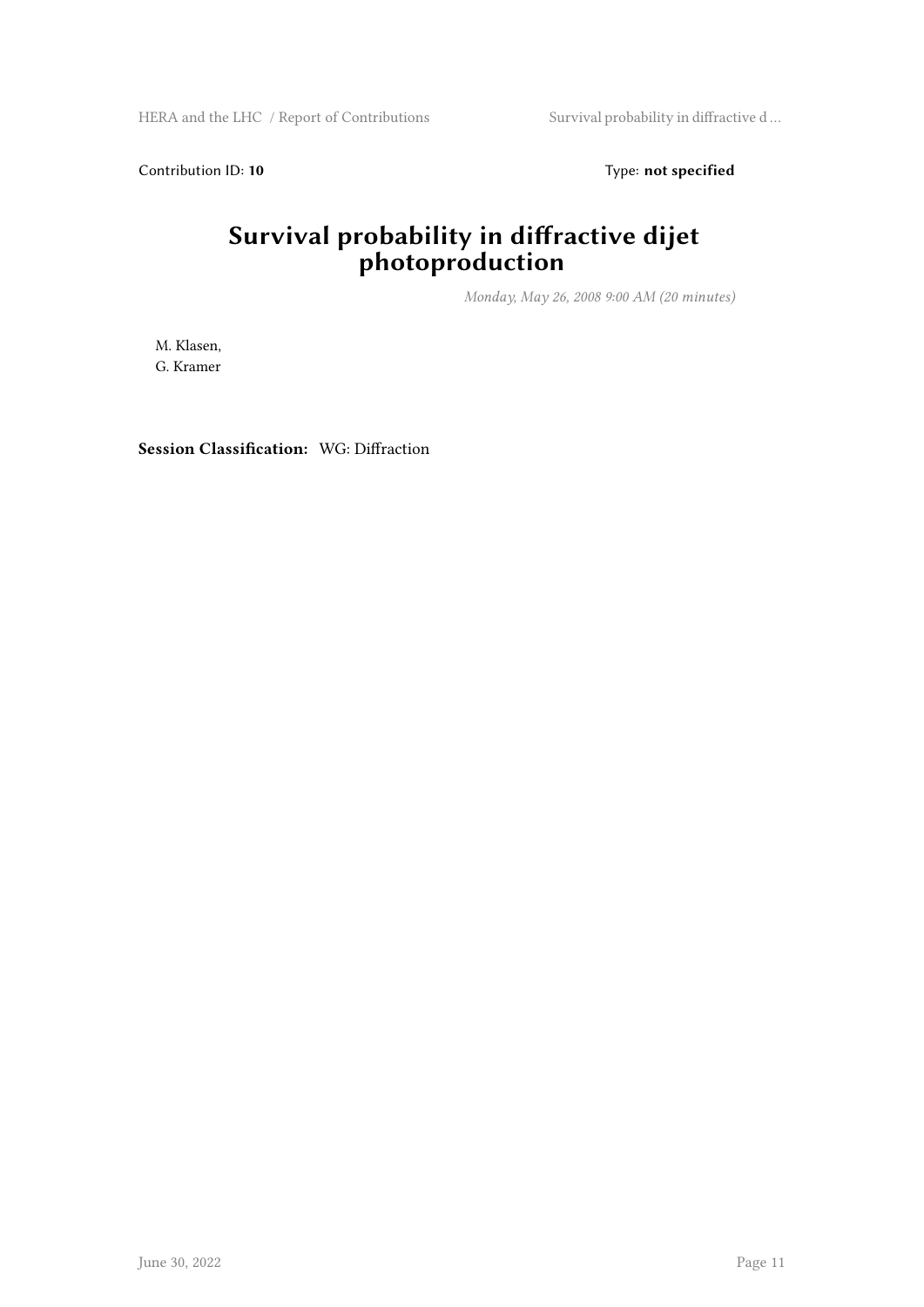Contribution ID: **10** Type: **not specified**

# Survival probability in diffractive dijet photoproduction

*Monday, May 26, 2008 9:00 AM (20 minutes)*

M. Klasen,
G. Kramer

**Session Classification:** WG: Diffraction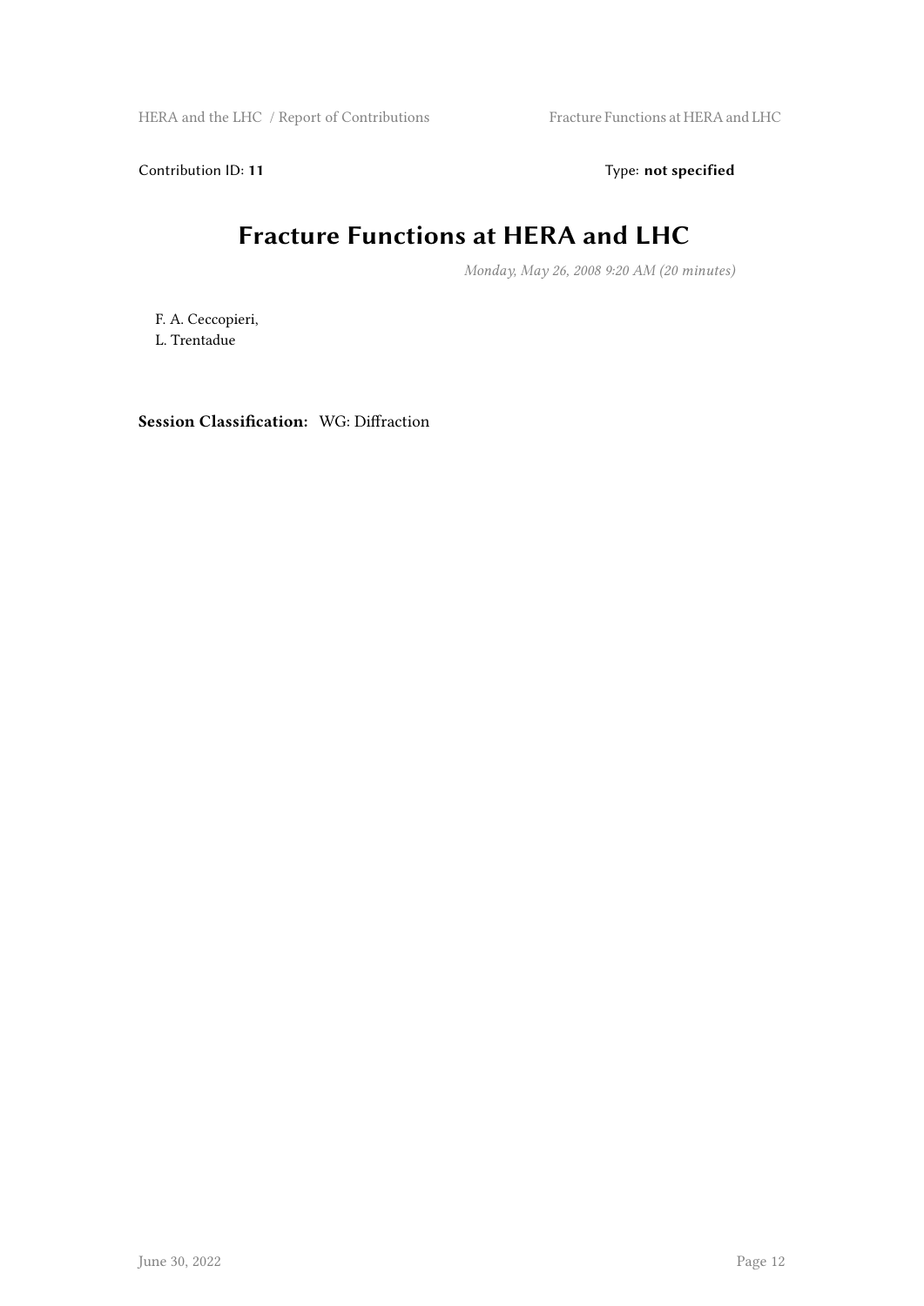Contribution ID: **11** Type: **not specified**

# Fracture Functions at HERA and LHC

*Monday, May 26, 2008 9:20 AM (20 minutes)*

F. A. Ceccopieri,
L. Trentadue

**Session Classification:** WG: Diffraction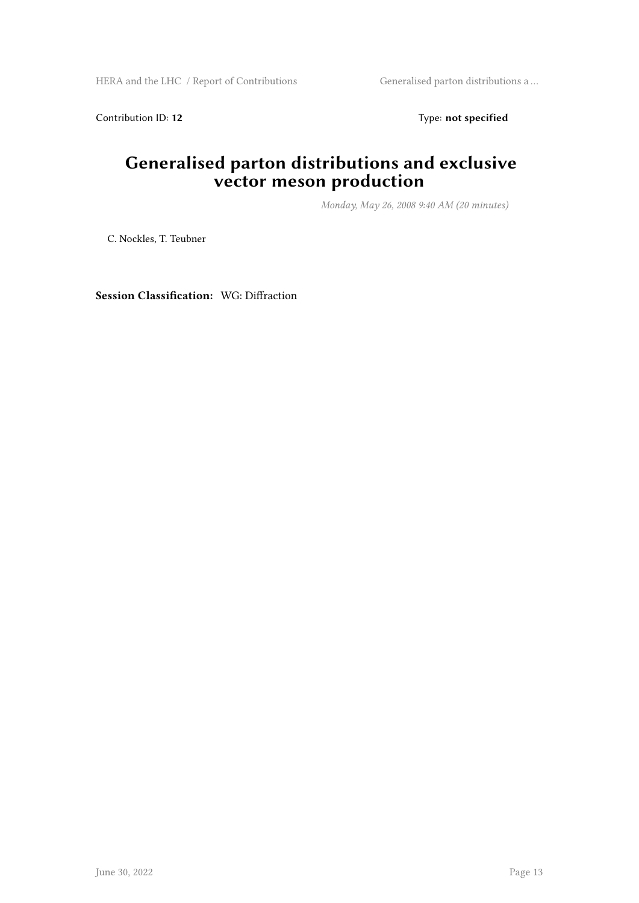Contribution ID: **12** Type: **not specified**

# Generalised parton distributions and exclusive vector meson production

*Monday, May 26, 2008 9:40 AM (20 minutes)*

C. Nockles, T. Teubner

**Session Classification:** WG: Diffraction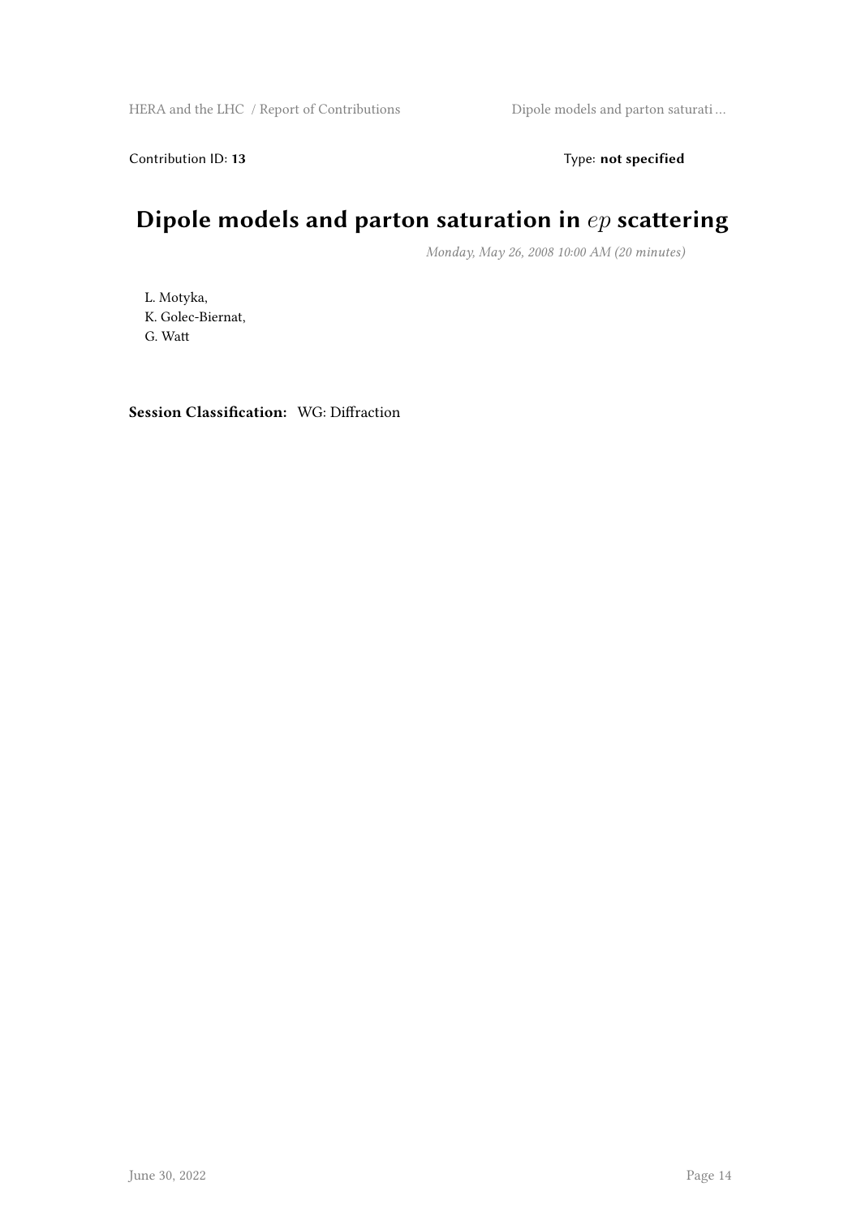Contribution ID: **13** Type: **not specified**

# Dipole models and parton saturation in $ep$ scattering

*Monday, May 26, 2008 10:00 AM (20 minutes)*

L. Motyka,
K. Golec-Biernat,
G. Watt

**Session Classification:** WG: Diffraction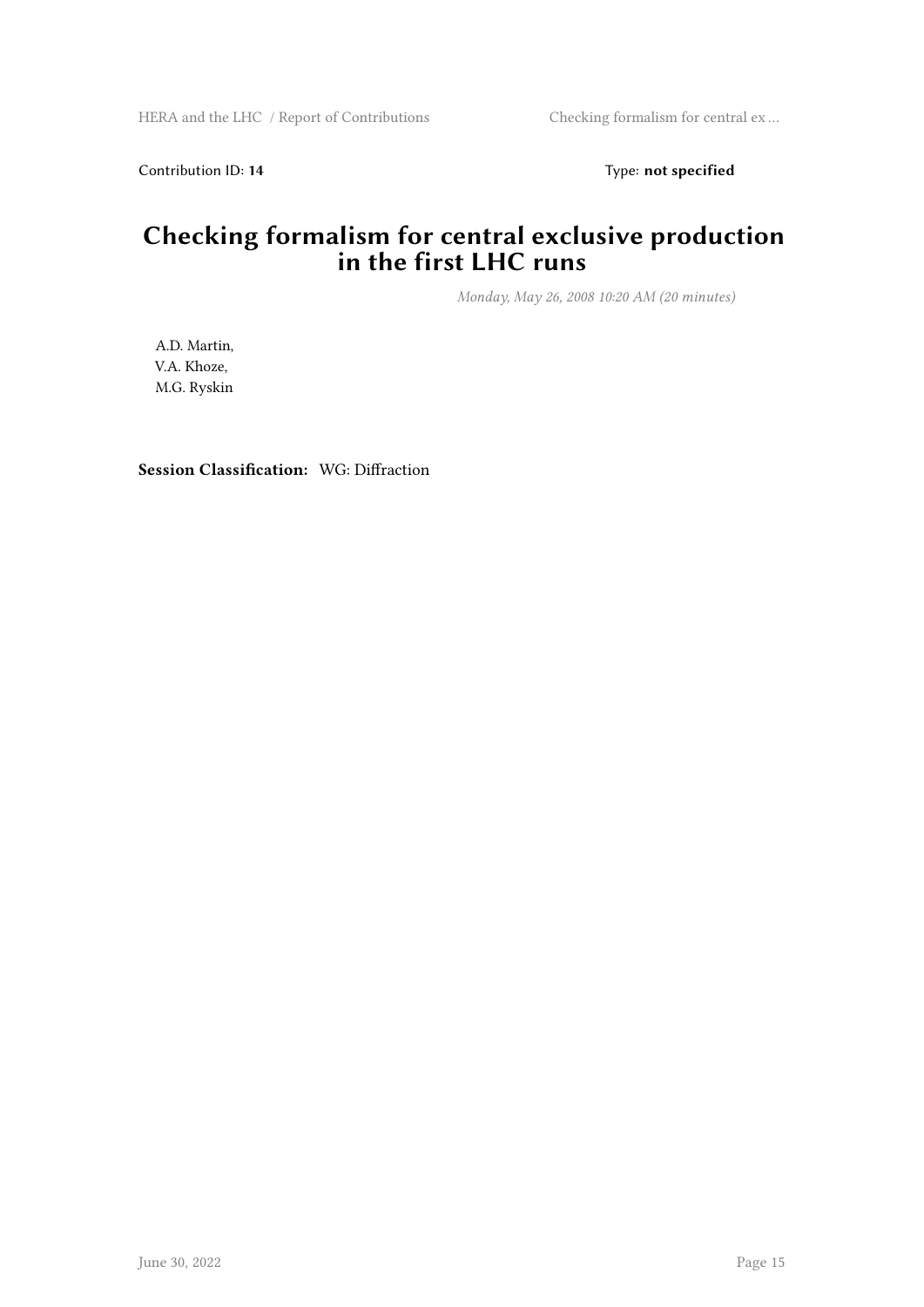Contribution ID: **14** Type: **not specified**

# Checking formalism for central exclusive production in the first LHC runs

*Monday, May 26, 2008 10:20 AM (20 minutes)*

A.D. Martin,
V.A. Khoze,
M.G. Ryskin

**Session Classification:** WG: Diffraction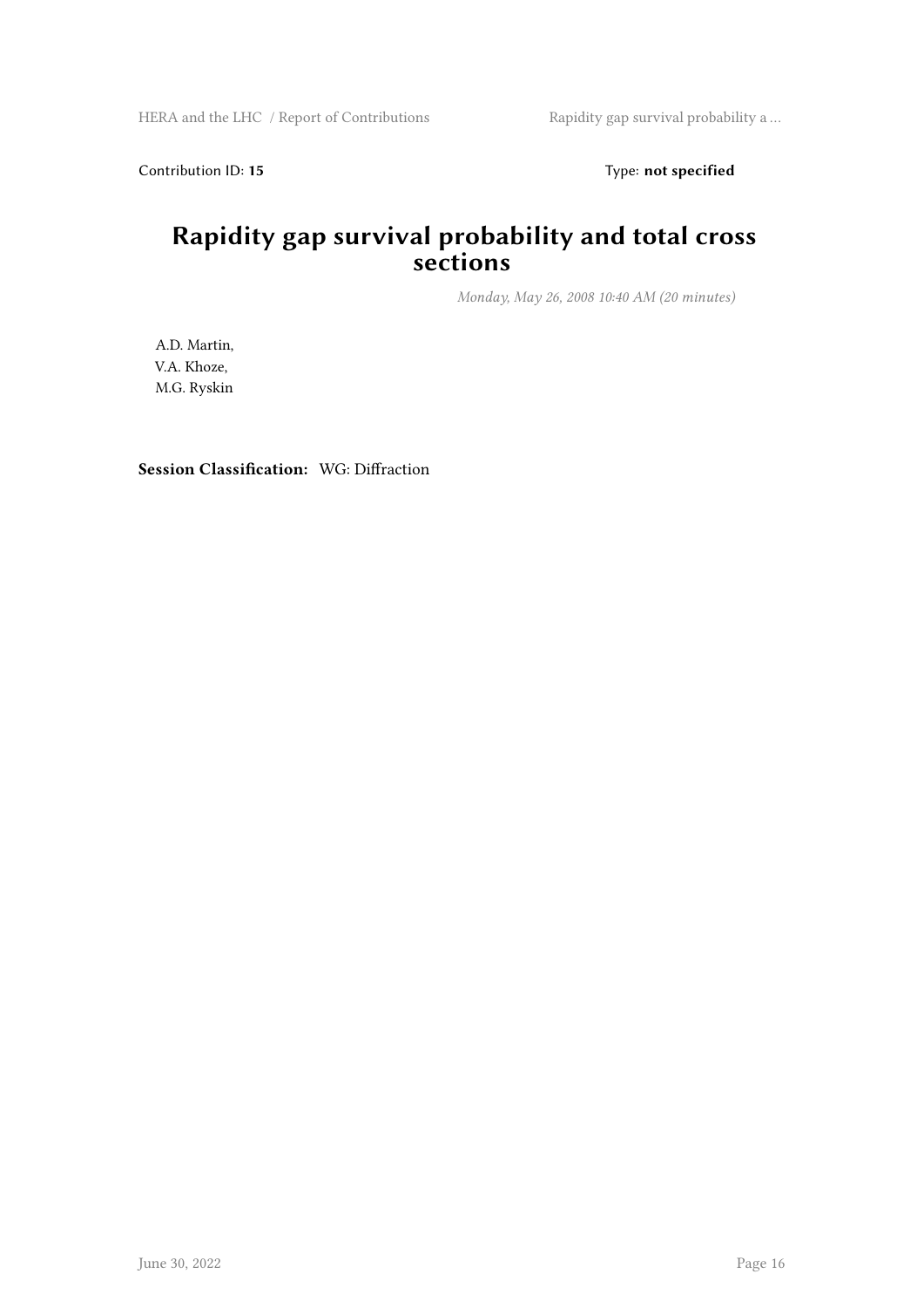Contribution ID: **15** Type: **not specified**

# Rapidity gap survival probability and total cross sections

*Monday, May 26, 2008 10:40 AM (20 minutes)*

A.D. Martin,
V.A. Khoze,
M.G. Ryskin

**Session Classification:** WG: Diffraction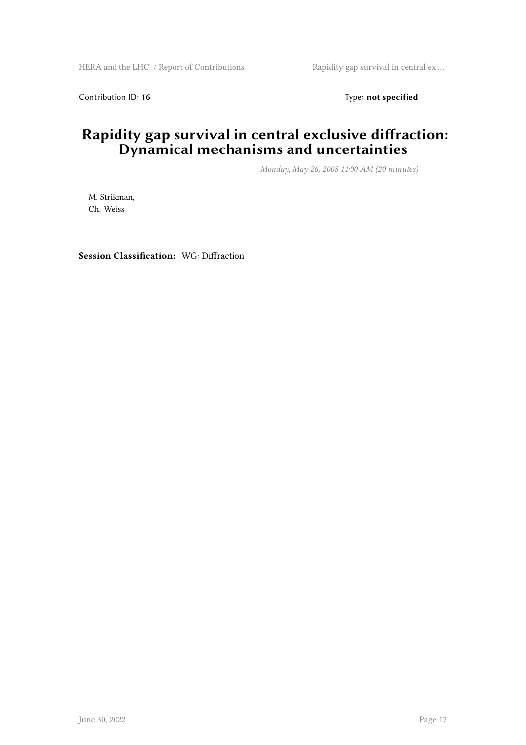Contribution ID: **16** Type: **not specified**

# Rapidity gap survival in central exclusive diffraction: Dynamical mechanisms and uncertainties

*Monday, May 26, 2008 11:00 AM (20 minutes)*

M. Strikman,
Ch. Weiss

**Session Classification:** WG: Diffraction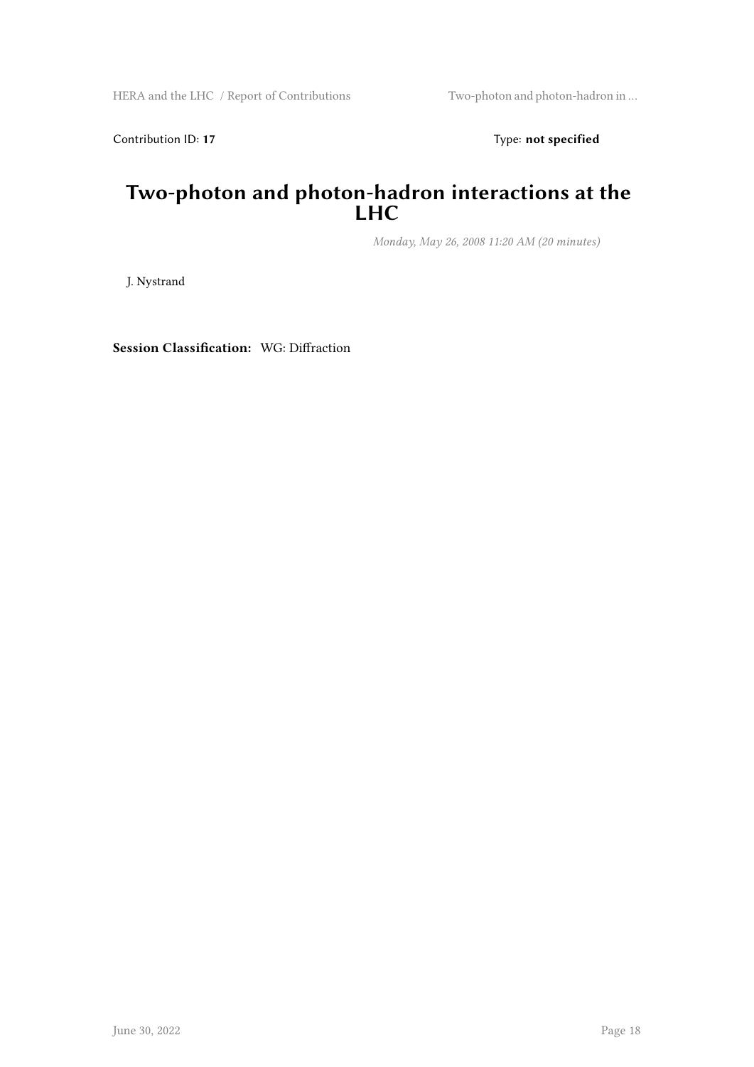Contribution ID: **17**

Type: **not specified**

# Two-photon and photon-hadron interactions at the LHC

*Monday, May 26, 2008 11:20 AM (20 minutes)*

J. Nystrand

**Session Classification:** WG: Diffraction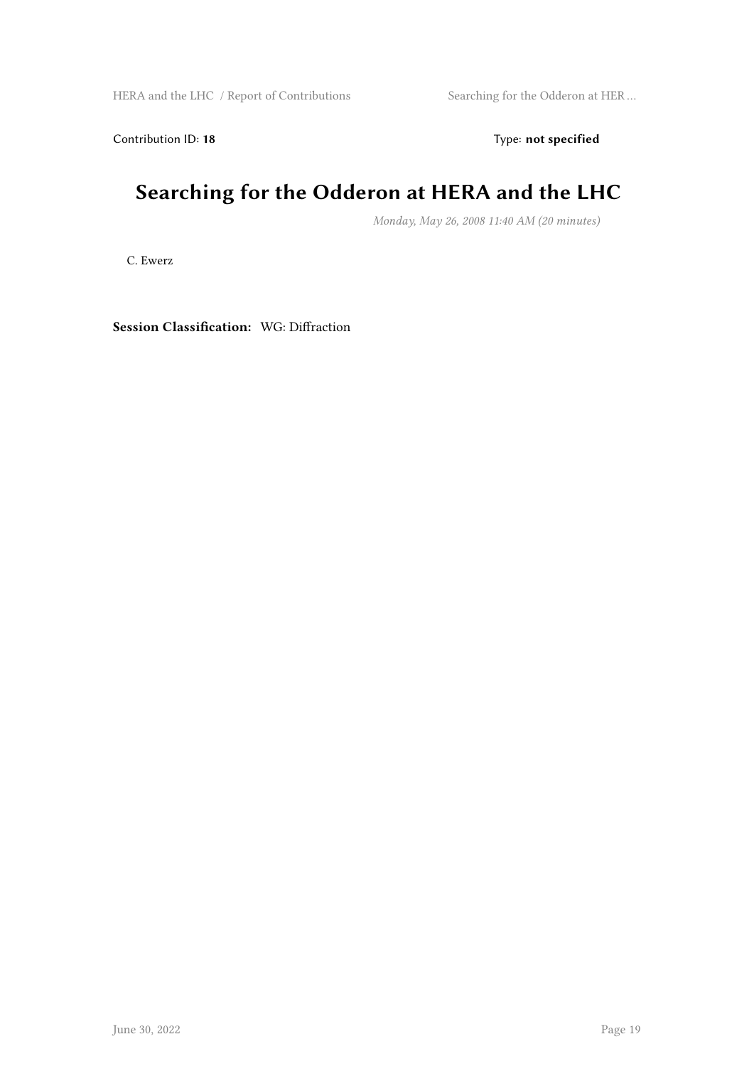Contribution ID: **18** Type: **not specified**

# Searching for the Odderon at HERA and the LHC

*Monday, May 26, 2008 11:40 AM (20 minutes)*

C. Ewerz

**Session Classification:** WG: Diffraction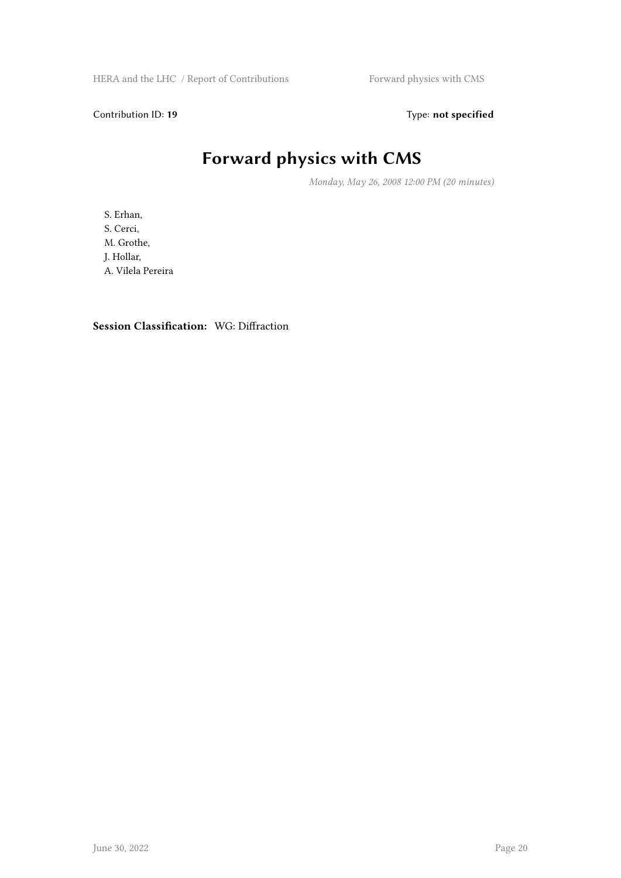Contribution ID: **19**

Type: **not specified**

# Forward physics with CMS

*Monday, May 26, 2008 12:00 PM (20 minutes)*

S. Erhan,
S. Cerci,
M. Grothe,
J. Hollar,
A. Vilela Pereira

**Session Classification:** WG: Diffraction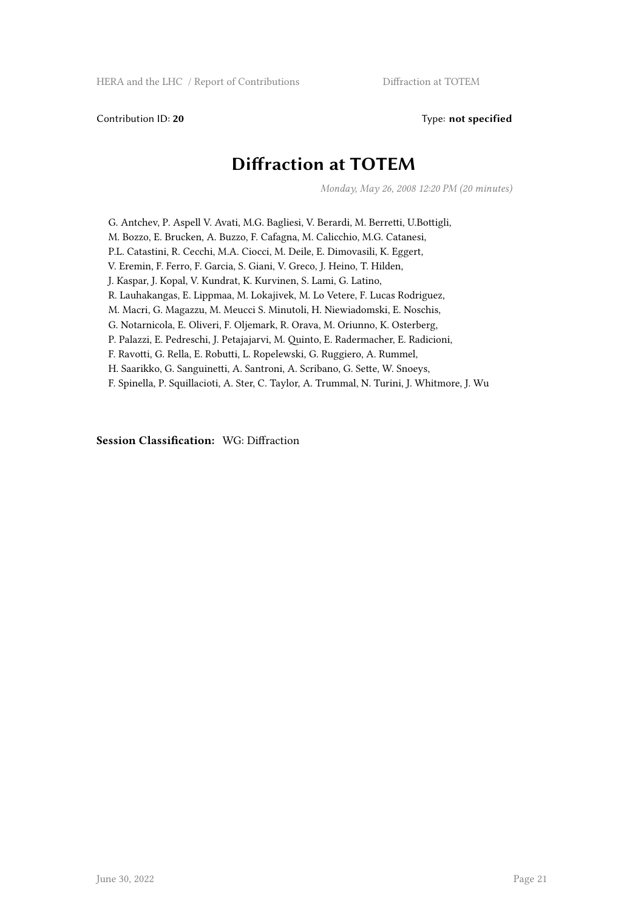Contribution ID: **20** Type: **not specified**

# Diffraction at TOTEM

*Monday, May 26, 2008 12:20 PM (20 minutes)*

G. Antchev, P. Aspell V. Avati, M.G. Bagliesi, V. Berardi, M. Berretti, U.Bottigli, M. Bozzo, E. Brucken, A. Buzzo, F. Cafagna, M. Calicchio, M.G. Catanesi, P.L. Catastini, R. Cecchi, M.A. Ciocci, M. Deile, E. Dimovasili, K. Eggert, V. Eremin, F. Ferro, F. Garcia, S. Giani, V. Greco, J. Heino, T. Hilden, J. Kaspar, J. Kopal, V. Kundrat, K. Kurvinen, S. Lami, G. Latino, R. Lauhakangas, E. Lippmaa, M. Lokajivek, M. Lo Vetere, F. Lucas Rodriguez, M. Macri, G. Magazzu, M. Meucci S. Minutoli, H. Niewiadomski, E. Noschis, G. Notarnicola, E. Oliveri, F. Oljemark, R. Orava, M. Oriunno, K. Osterberg, P. Palazzi, E. Pedreschi, J. Petajajarvi, M. Quinto, E. Radermacher, E. Radicioni, F. Ravotti, G. Rella, E. Robutti, L. Ropelewski, G. Ruggiero, A. Rummel, H. Saarikko, G. Sanguinetti, A. Santroni, A. Scribano, G. Sette, W. Snoeys, F. Spinella, P. Squillacioti, A. Ster, C. Taylor, A. Trummal, N. Turini, J. Whitmore, J. Wu

**Session Classification:** WG: Diffraction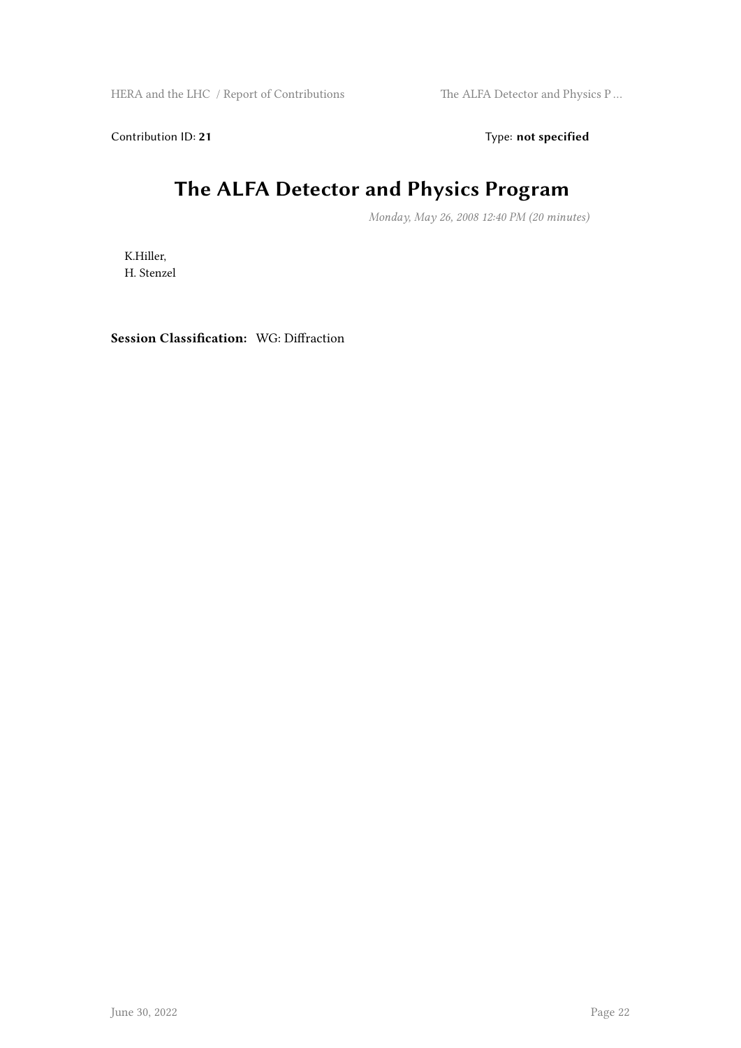Contribution ID: **21** Type: **not specified**

# The ALFA Detector and Physics Program

*Monday, May 26, 2008 12:40 PM (20 minutes)*

K.Hiller,
H. Stenzel

**Session Classification:** WG: Diffraction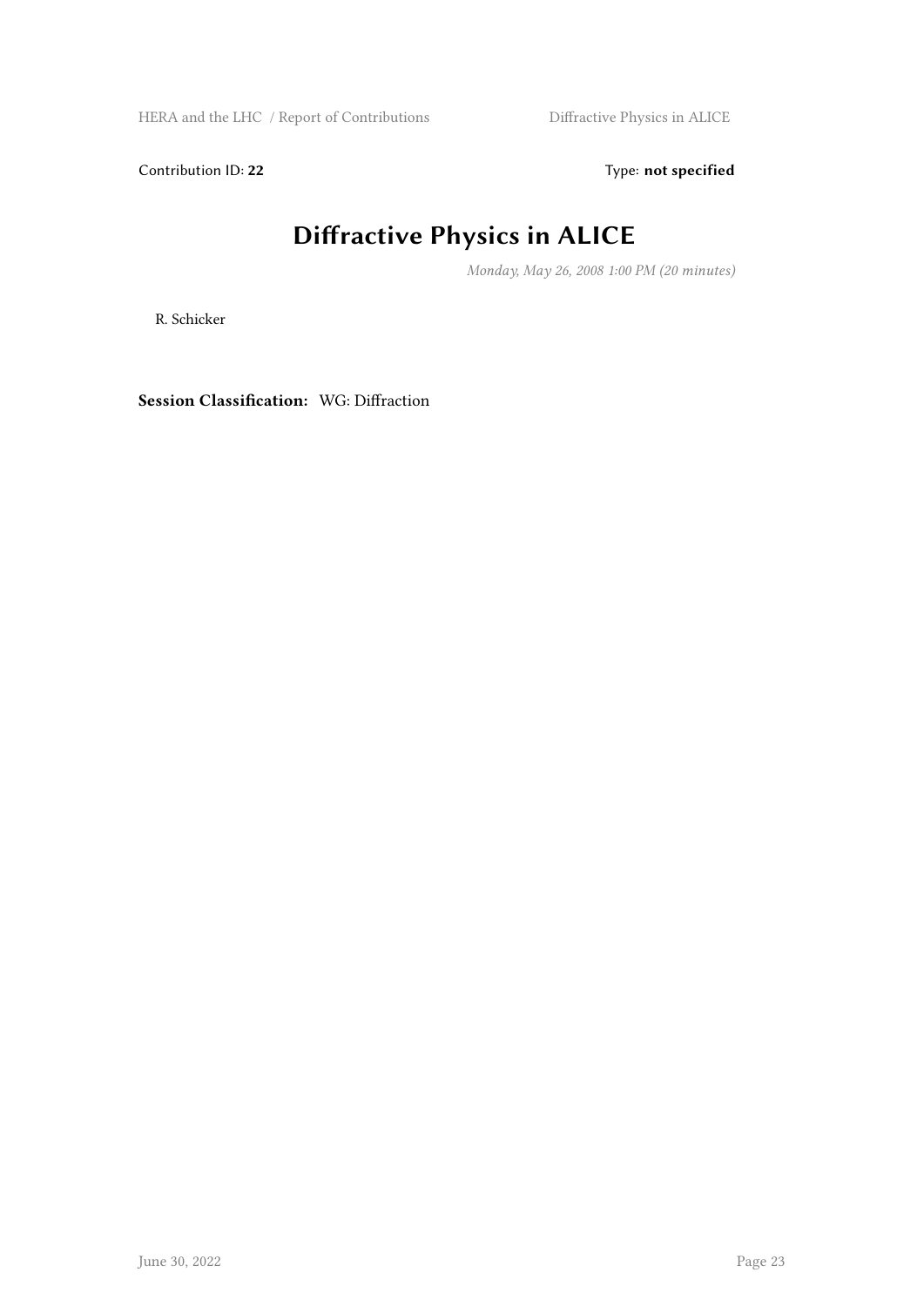Contribution ID: **22** Type: **not specified**

# Diffractive Physics in ALICE

*Monday, May 26, 2008 1:00 PM (20 minutes)*

R. Schicker

**Session Classification:** WG: Diffraction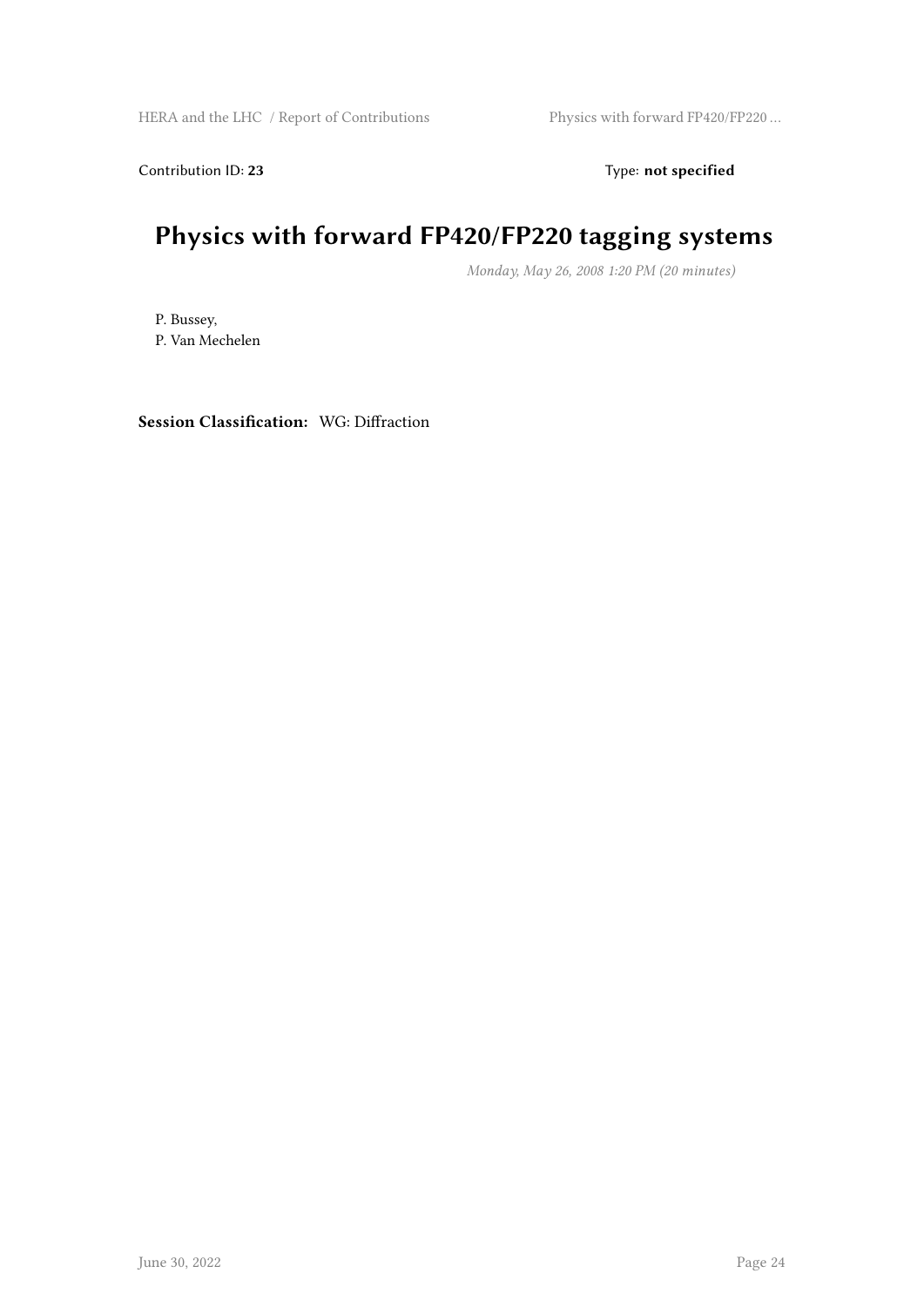Contribution ID: **23** Type: **not specified**

# Physics with forward FP420/FP220 tagging systems

*Monday, May 26, 2008 1:20 PM (20 minutes)*

P. Bussey,
P. Van Mechelen

**Session Classification:** WG: Diffraction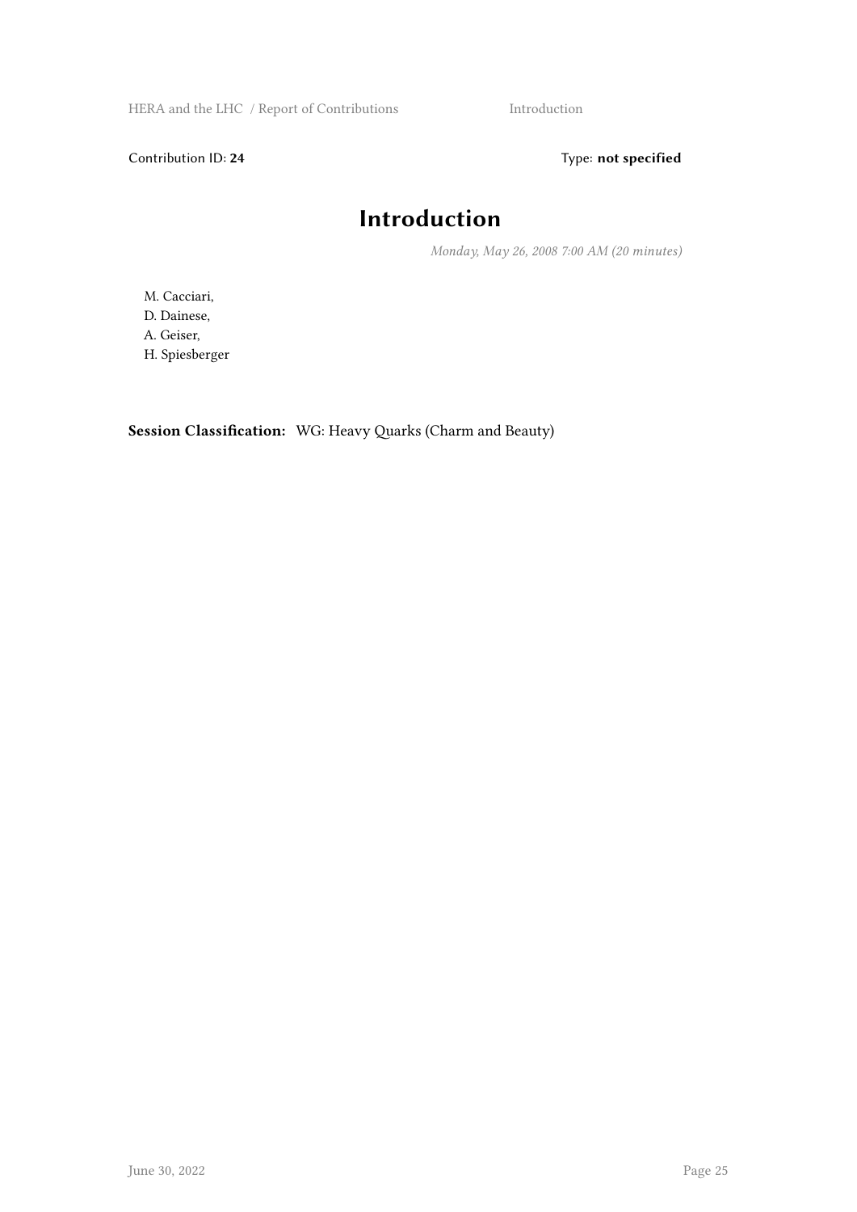Contribution ID: **24** Type: **not specified**

# Introduction

*Monday, May 26, 2008 7:00 AM (20 minutes)*

M. Cacciari,
D. Dainese,
A. Geiser,
H. Spiesberger

**Session Classification:** WG: Heavy Quarks (Charm and Beauty)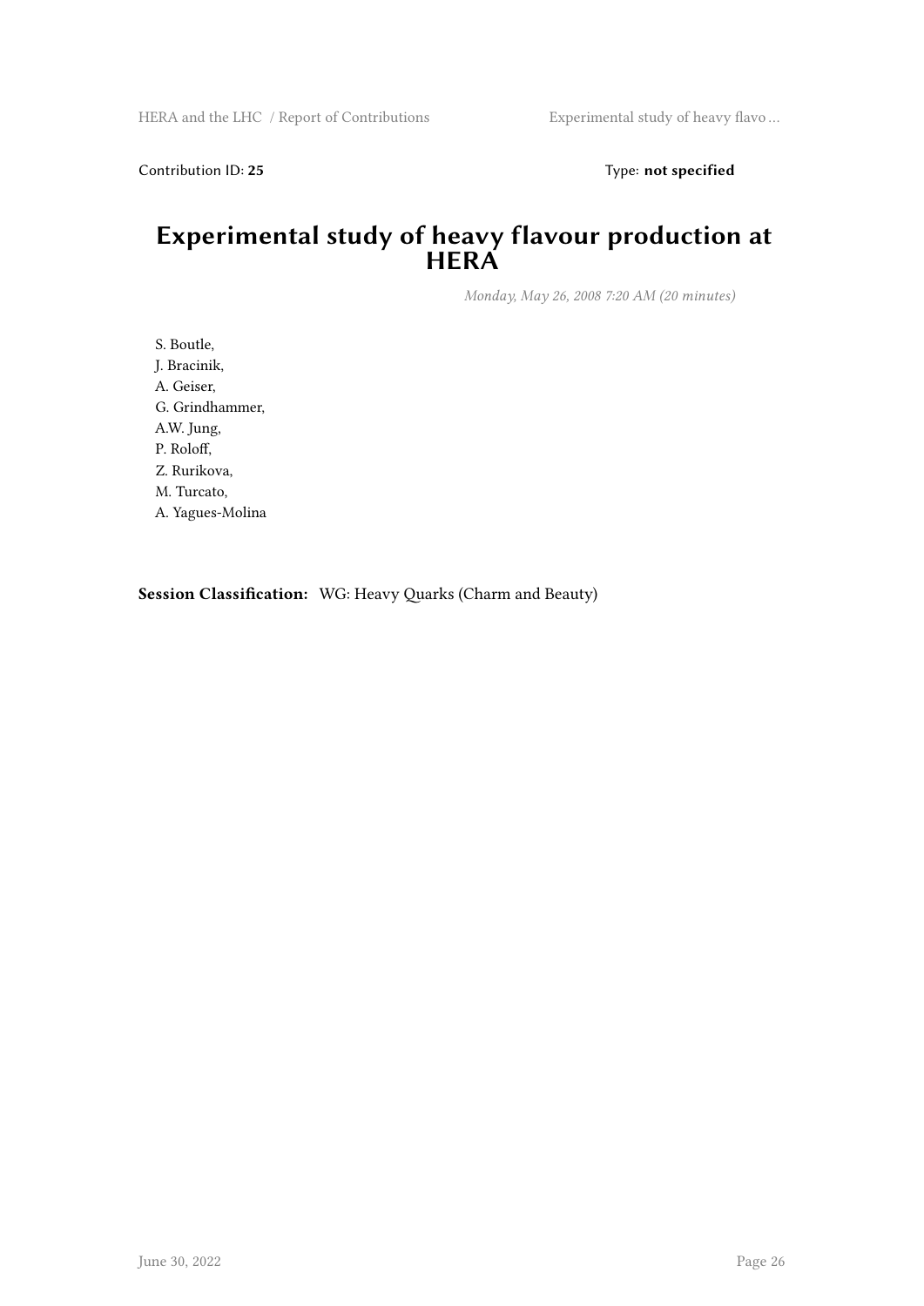Contribution ID: **25** Type: **not specified**

# Experimental study of heavy flavour production at HERA

*Monday, May 26, 2008 7:20 AM (20 minutes)*

S. Boutle,
J. Bracinik,
A. Geiser,
G. Grindhammer,
A.W. Jung,
P. Roloff,
Z. Rurikova,
M. Turcato,
A. Yagues-Molina

**Session Classification:** WG: Heavy Quarks (Charm and Beauty)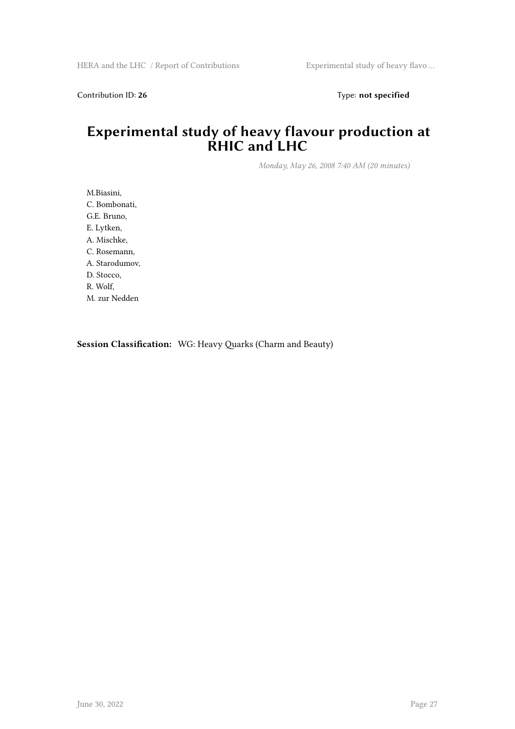Contribution ID: **26** Type: **not specified**

# Experimental study of heavy flavour production at RHIC and LHC

*Monday, May 26, 2008 7:40 AM (20 minutes)*

M.Biasini,
C. Bombonati,
G.E. Bruno,
E. Lytken,
A. Mischke,
C. Rosemann,
A. Starodumov,
D. Stocco,
R. Wolf,
M. zur Nedden

**Session Classification:** WG: Heavy Quarks (Charm and Beauty)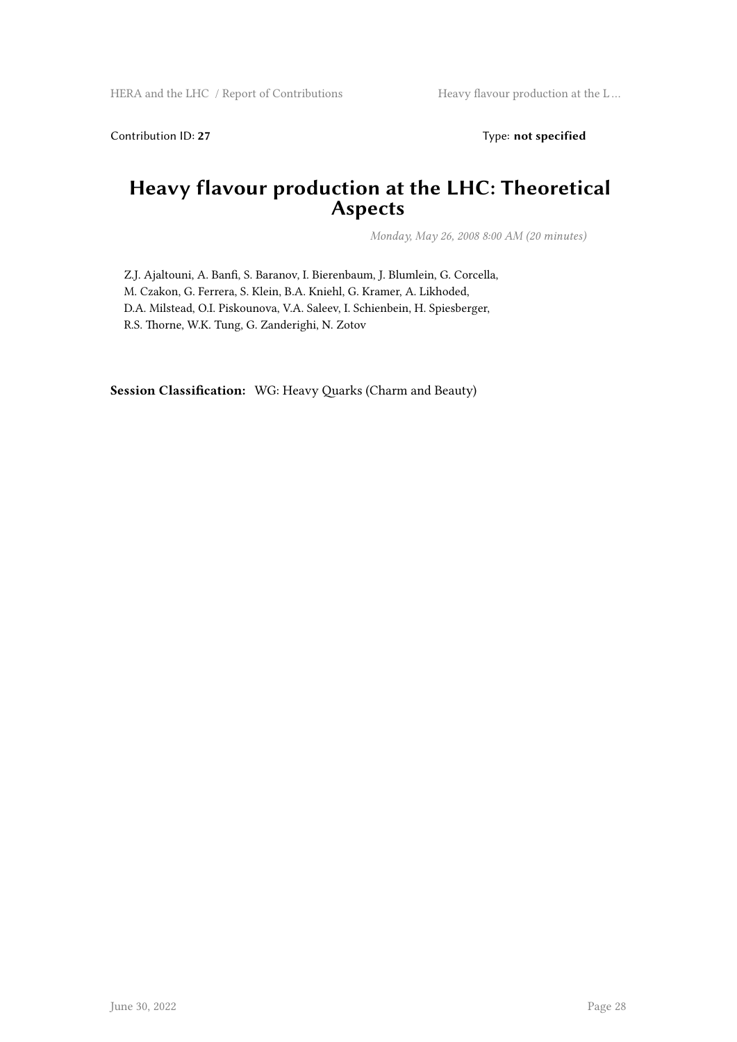Contribution ID: **27** Type: **not specified**

# Heavy flavour production at the LHC: Theoretical Aspects

*Monday, May 26, 2008 8:00 AM (20 minutes)*

Z.J. Ajaltouni, A. Banfi, S. Baranov, I. Bierenbaum, J. Blumlein, G. Corcella, M. Czakon, G. Ferrera, S. Klein, B.A. Kniehl, G. Kramer, A. Likhoded, D.A. Milstead, O.I. Piskounova, V.A. Saleev, I. Schienbein, H. Spiesberger, R.S. Thorne, W.K. Tung, G. Zanderighi, N. Zotov

**Session Classification:** WG: Heavy Quarks (Charm and Beauty)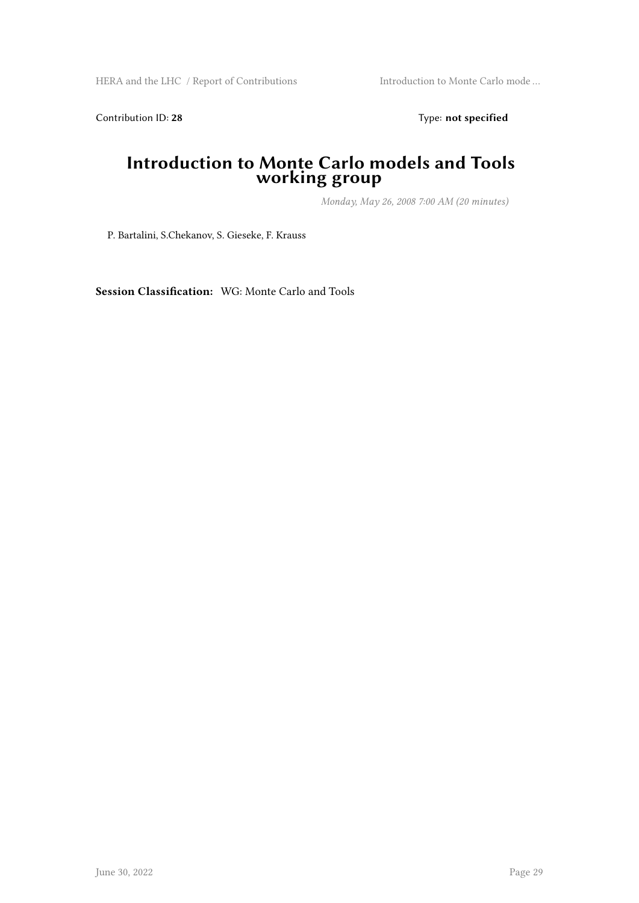Contribution ID: **28**

Type: **not specified**

# Introduction to Monte Carlo models and Tools working group

*Monday, May 26, 2008 7:00 AM (20 minutes)*

P. Bartalini, S.Chekanov, S. Gieseke, F. Krauss

**Session Classification:** WG: Monte Carlo and Tools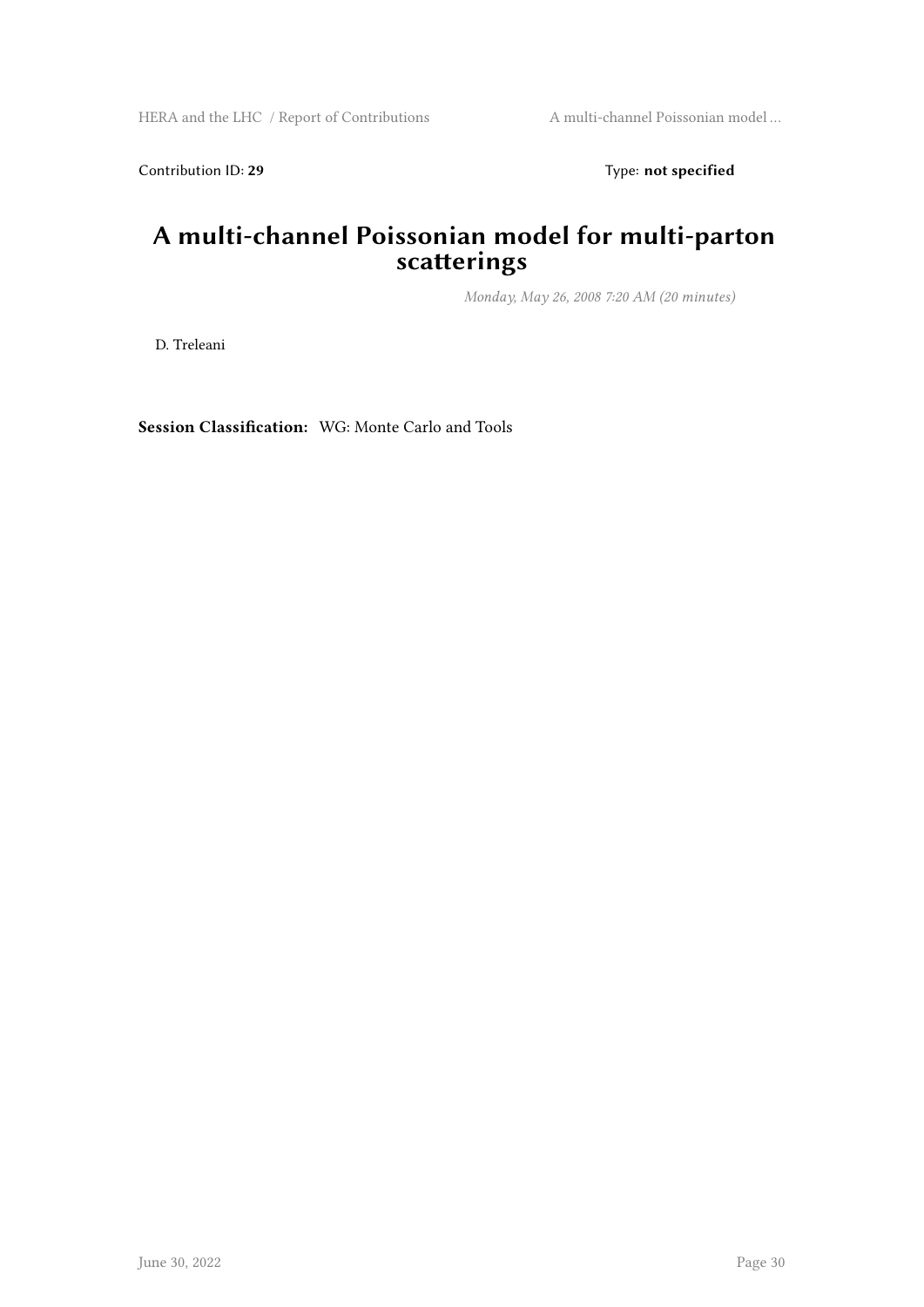Contribution ID: **29**

Type: **not specified**

# A multi-channel Poissonian model for multi-parton scatterings

*Monday, May 26, 2008 7:20 AM (20 minutes)*

D. Treleani

**Session Classification:** WG: Monte Carlo and Tools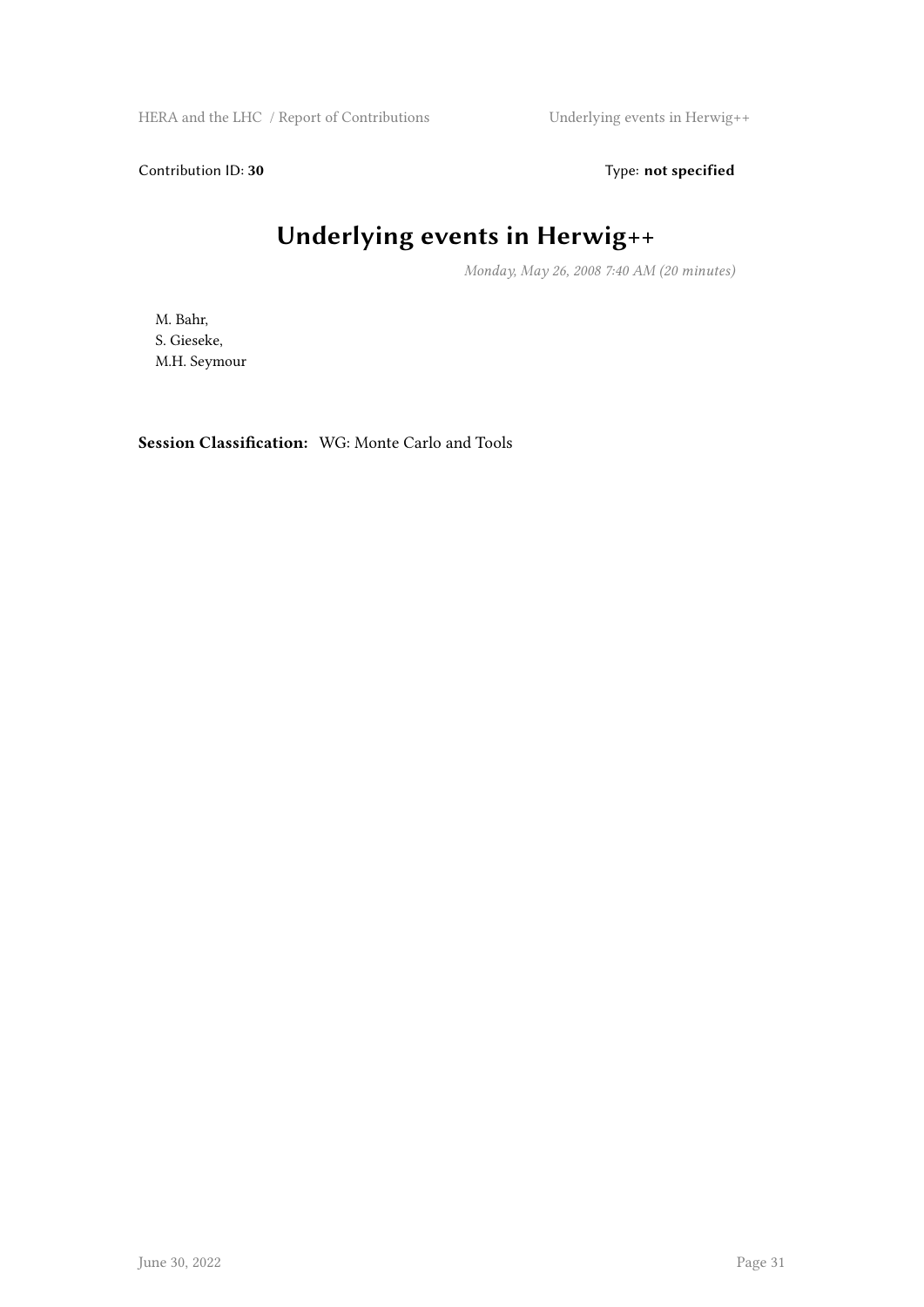Contribution ID: **30** Type: **not specified**

# Underlying events in Herwig++

*Monday, May 26, 2008 7:40 AM (20 minutes)*

M. Bahr,
S. Gieseke,
M.H. Seymour

**Session Classification:** WG: Monte Carlo and Tools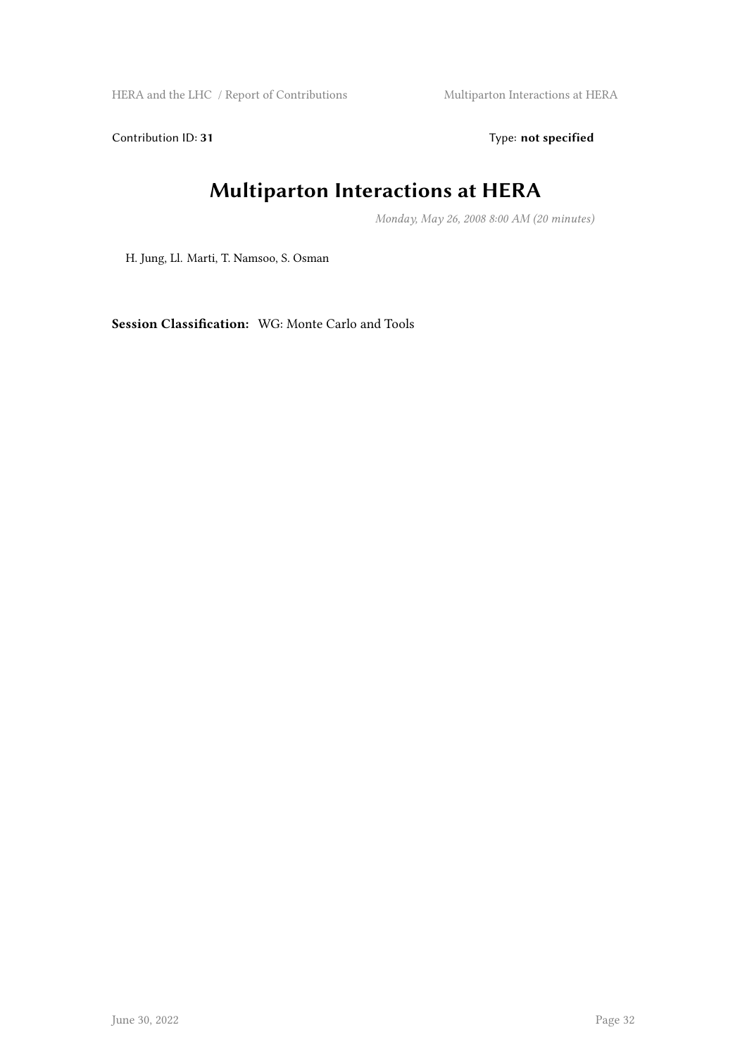Contribution ID: **31** Type: **not specified**

# Multiparton Interactions at HERA

*Monday, May 26, 2008 8:00 AM (20 minutes)*

H. Jung, Ll. Marti, T. Namsoo, S. Osman

**Session Classification:** WG: Monte Carlo and Tools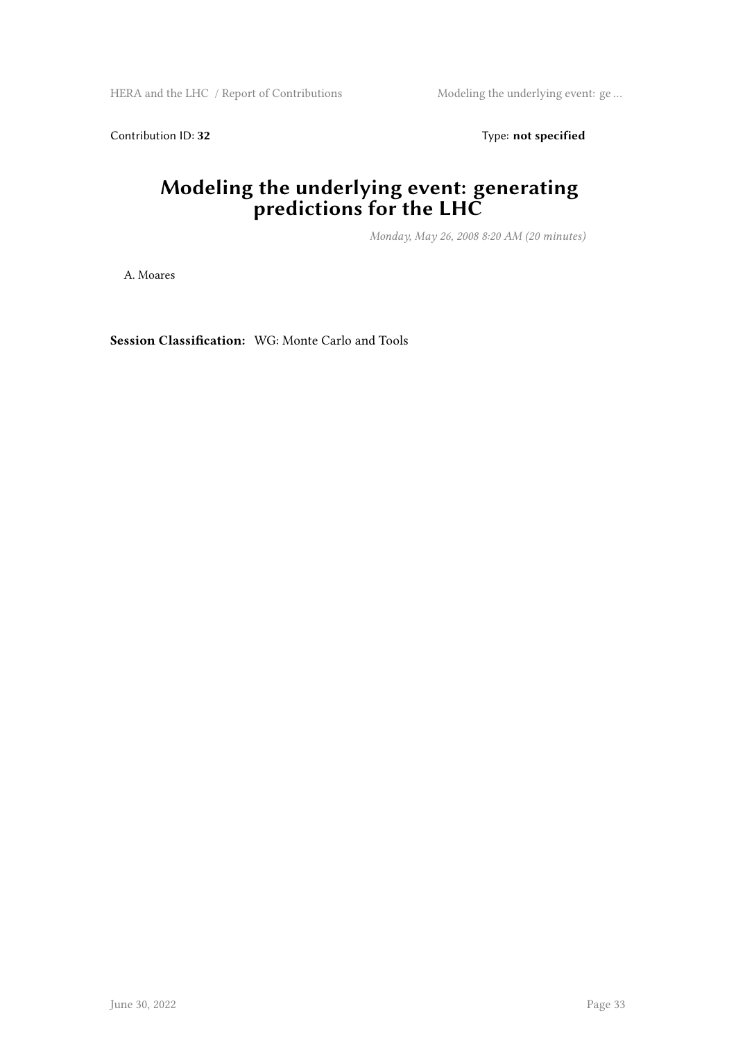Contribution ID: **32** Type: **not specified**

# Modeling the underlying event: generating predictions for the LHC

*Monday, May 26, 2008 8:20 AM (20 minutes)*

A. Moares

**Session Classification:** WG: Monte Carlo and Tools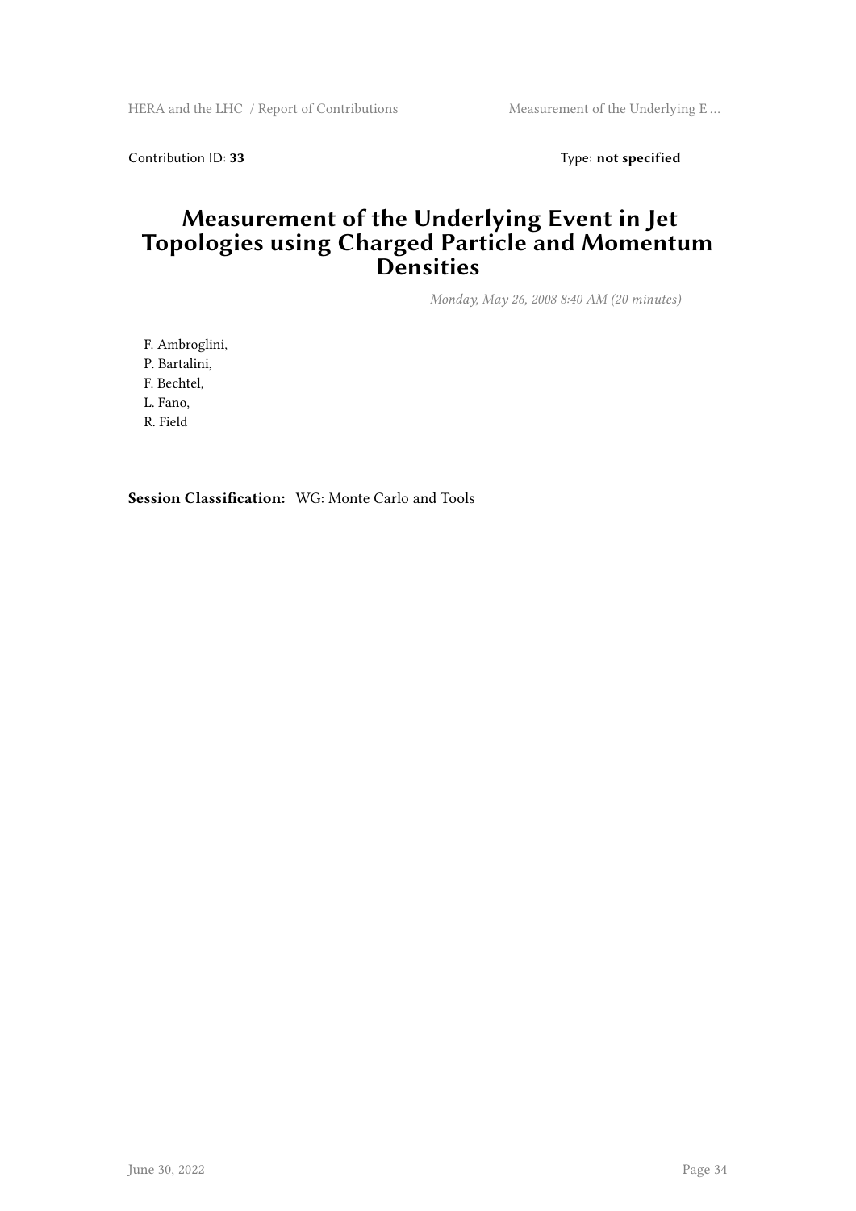Contribution ID: **33** Type: **not specified**

# Measurement of the Underlying Event in Jet Topologies using Charged Particle and Momentum Densities

*Monday, May 26, 2008 8:40 AM (20 minutes)*

F. Ambroglini,
P. Bartalini,
F. Bechtel,
L. Fano,
R. Field

**Session Classification:** WG: Monte Carlo and Tools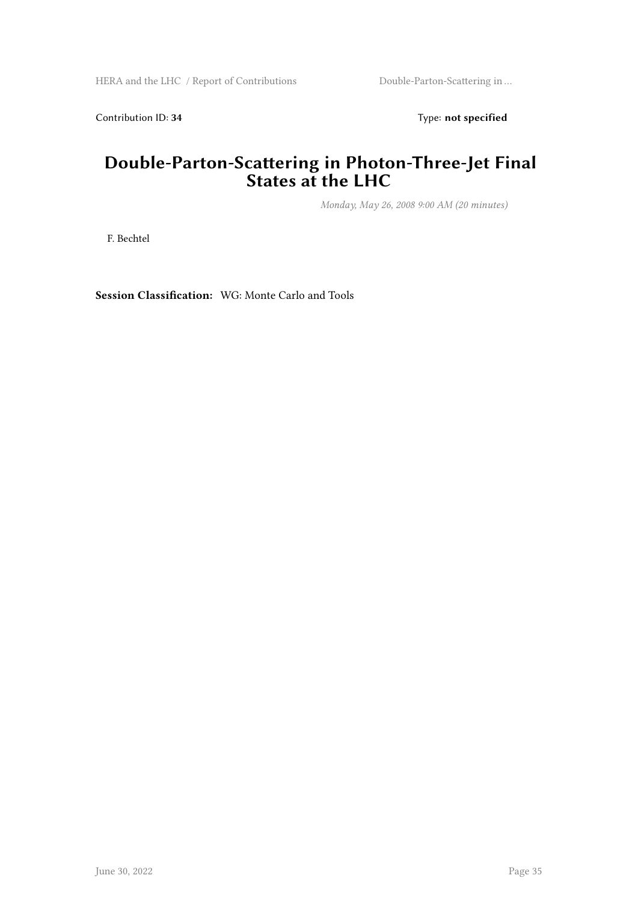Contribution ID: **34** Type: **not specified**

# Double-Parton-Scattering in Photon-Three-Jet Final States at the LHC

*Monday, May 26, 2008 9:00 AM (20 minutes)*

F. Bechtel

**Session Classification:** WG: Monte Carlo and Tools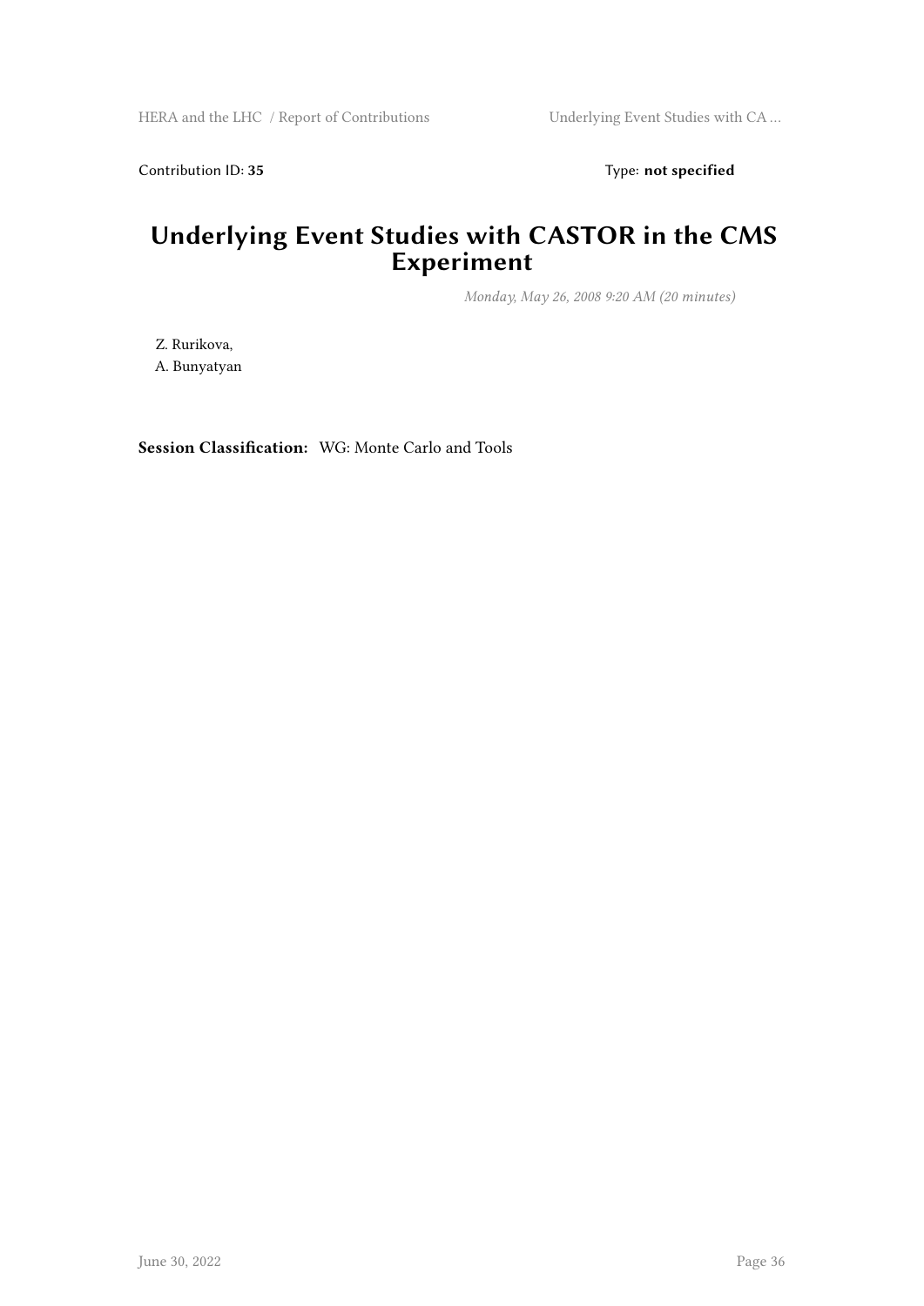Contribution ID: **35**

Type: **not specified**

# Underlying Event Studies with CASTOR in the CMS Experiment

*Monday, May 26, 2008 9:20 AM (20 minutes)*

Z. Rurikova,
A. Bunyatyan

**Session Classification:** WG: Monte Carlo and Tools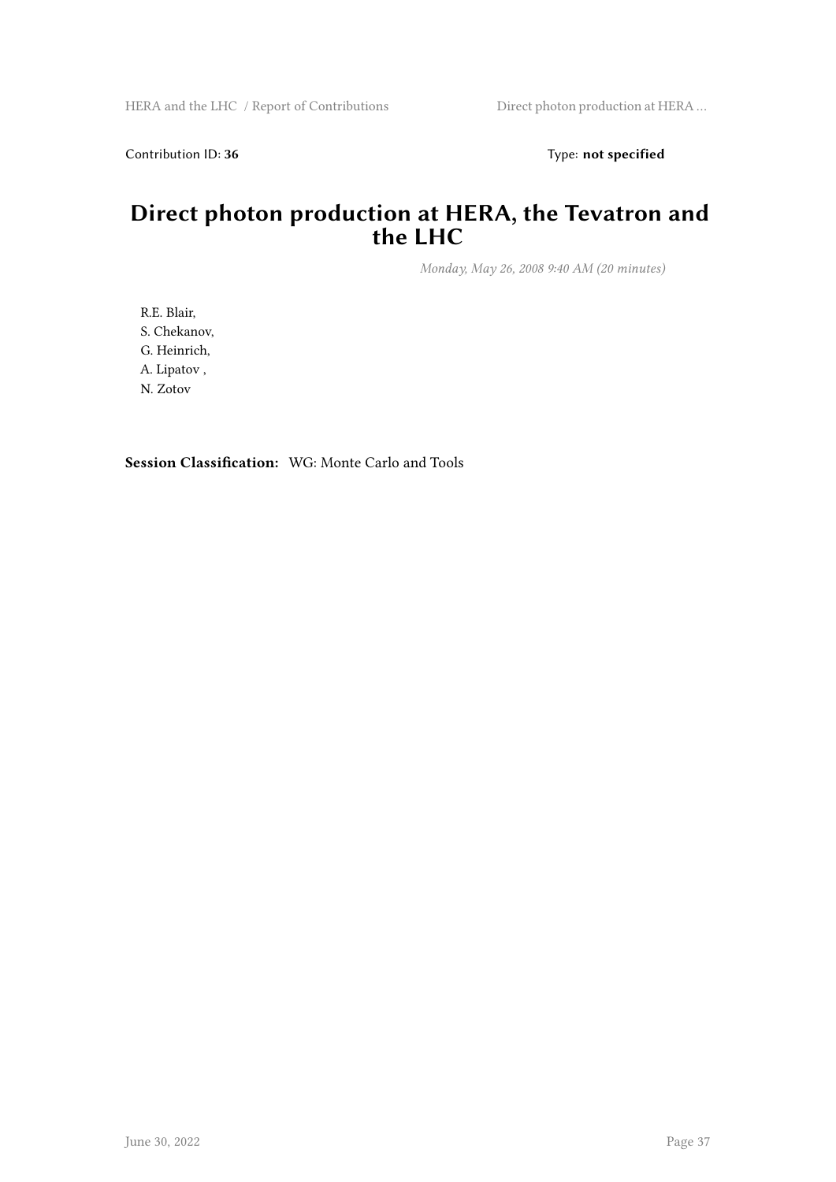Contribution ID: **36** Type: **not specified**

# Direct photon production at HERA, the Tevatron and the LHC

*Monday, May 26, 2008 9:40 AM (20 minutes)*

R.E. Blair,
S. Chekanov,
G. Heinrich,
A. Lipatov ,
N. Zotov

**Session Classification:** WG: Monte Carlo and Tools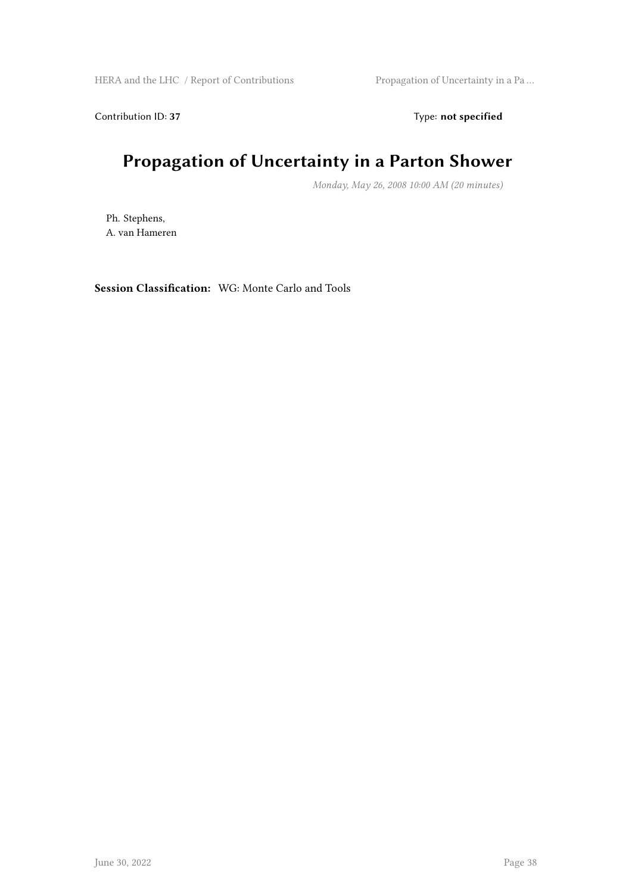Contribution ID: **37** Type: **not specified**

# Propagation of Uncertainty in a Parton Shower

*Monday, May 26, 2008 10:00 AM (20 minutes)*

Ph. Stephens,
A. van Hameren

**Session Classification:** WG: Monte Carlo and Tools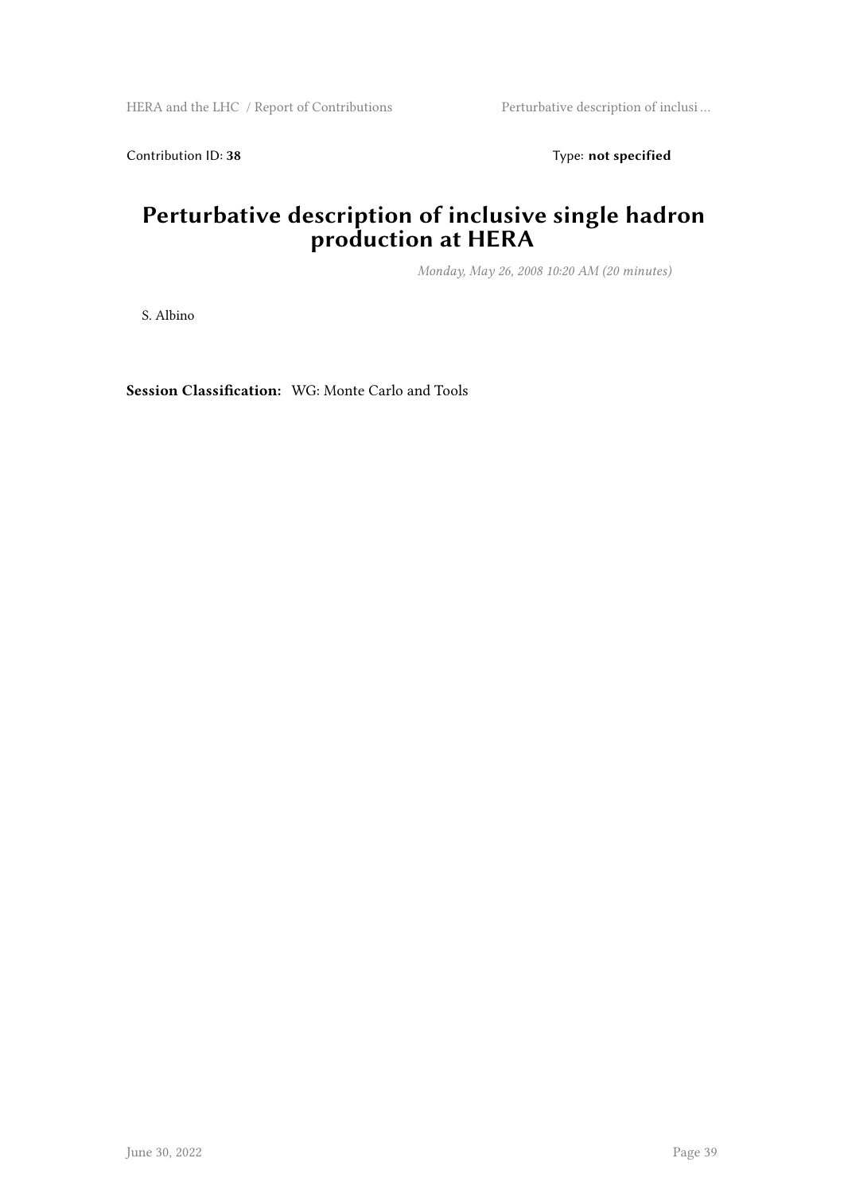Contribution ID: **38** Type: **not specified**

# Perturbative description of inclusive single hadron production at HERA

*Monday, May 26, 2008 10:20 AM (20 minutes)*

S. Albino

**Session Classification:** WG: Monte Carlo and Tools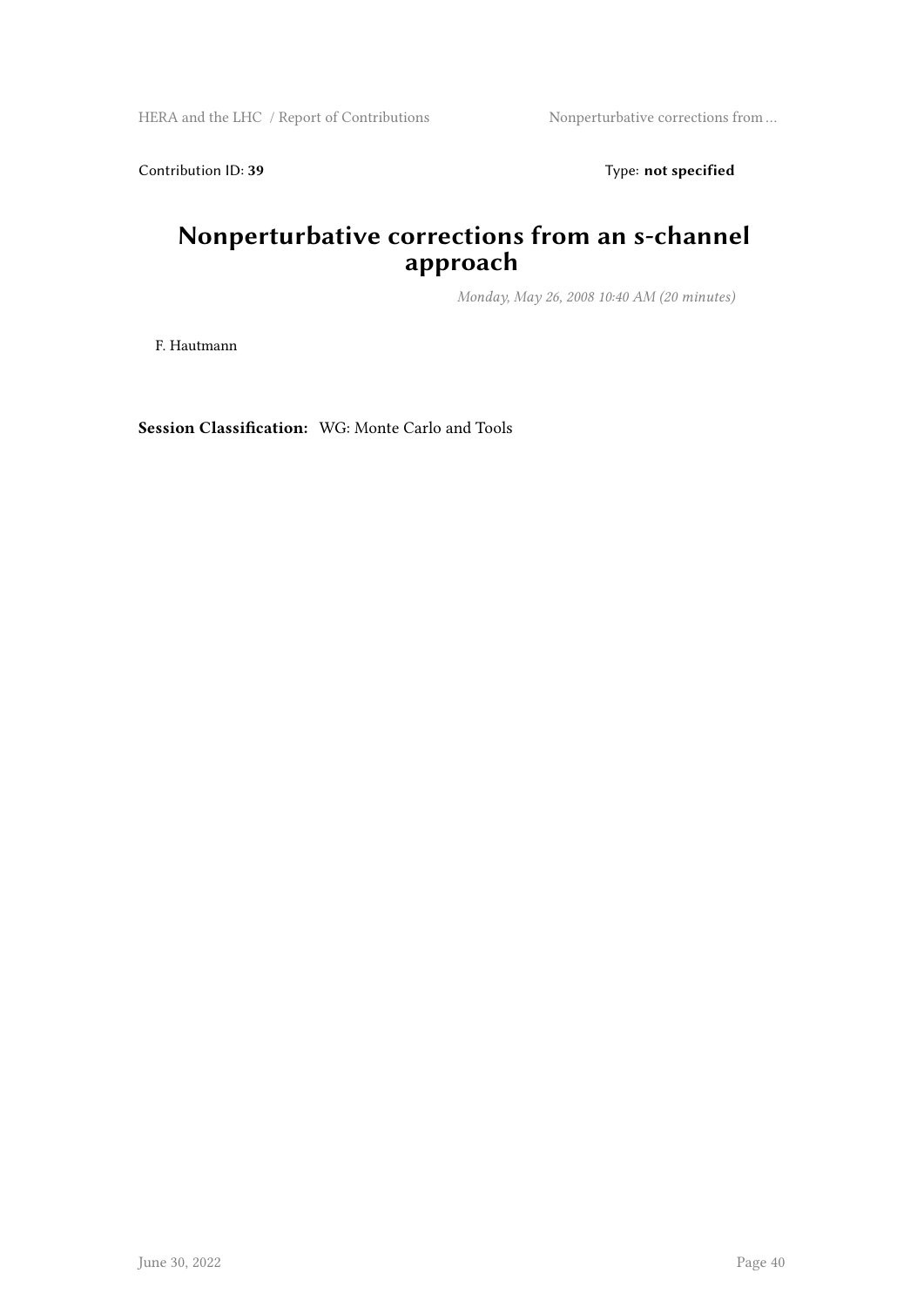Contribution ID: **39** Type: **not specified**

# Nonperturbative corrections from an s-channel approach

*Monday, May 26, 2008 10:40 AM (20 minutes)*

F. Hautmann

**Session Classification:** WG: Monte Carlo and Tools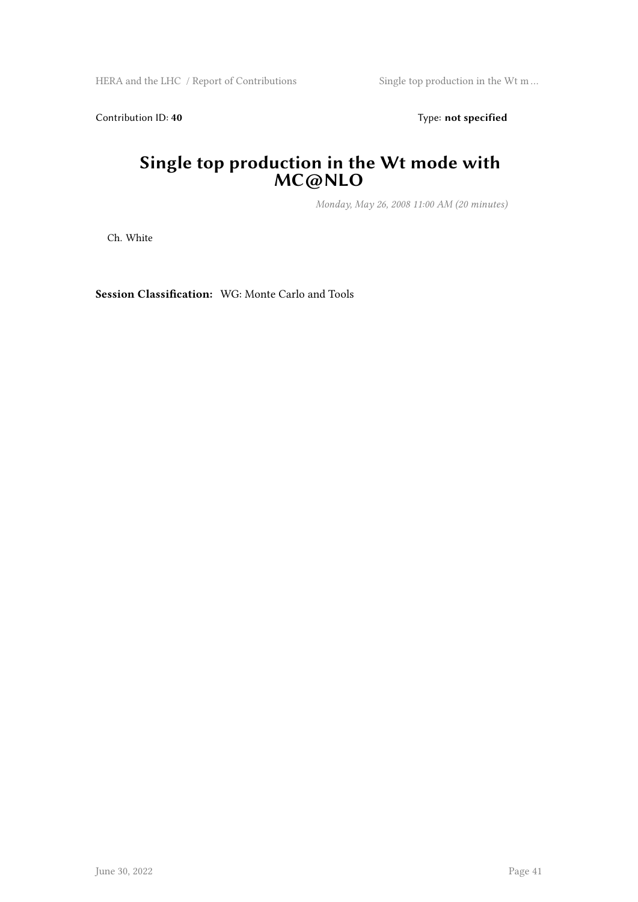Contribution ID: **40** Type: **not specified**

# Single top production in the Wt mode with MC@NLO

*Monday, May 26, 2008 11:00 AM (20 minutes)*

Ch. White

**Session Classification:** WG: Monte Carlo and Tools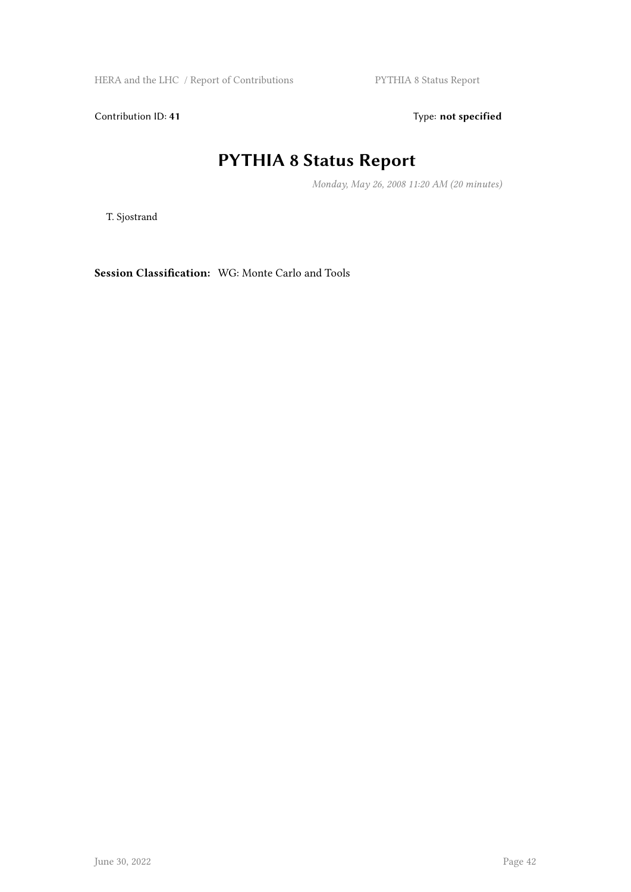Contribution ID: **41** Type: **not specified**

# PYTHIA 8 Status Report

*Monday, May 26, 2008 11:20 AM (20 minutes)*

T. Sjostrand

**Session Classification:** WG: Monte Carlo and Tools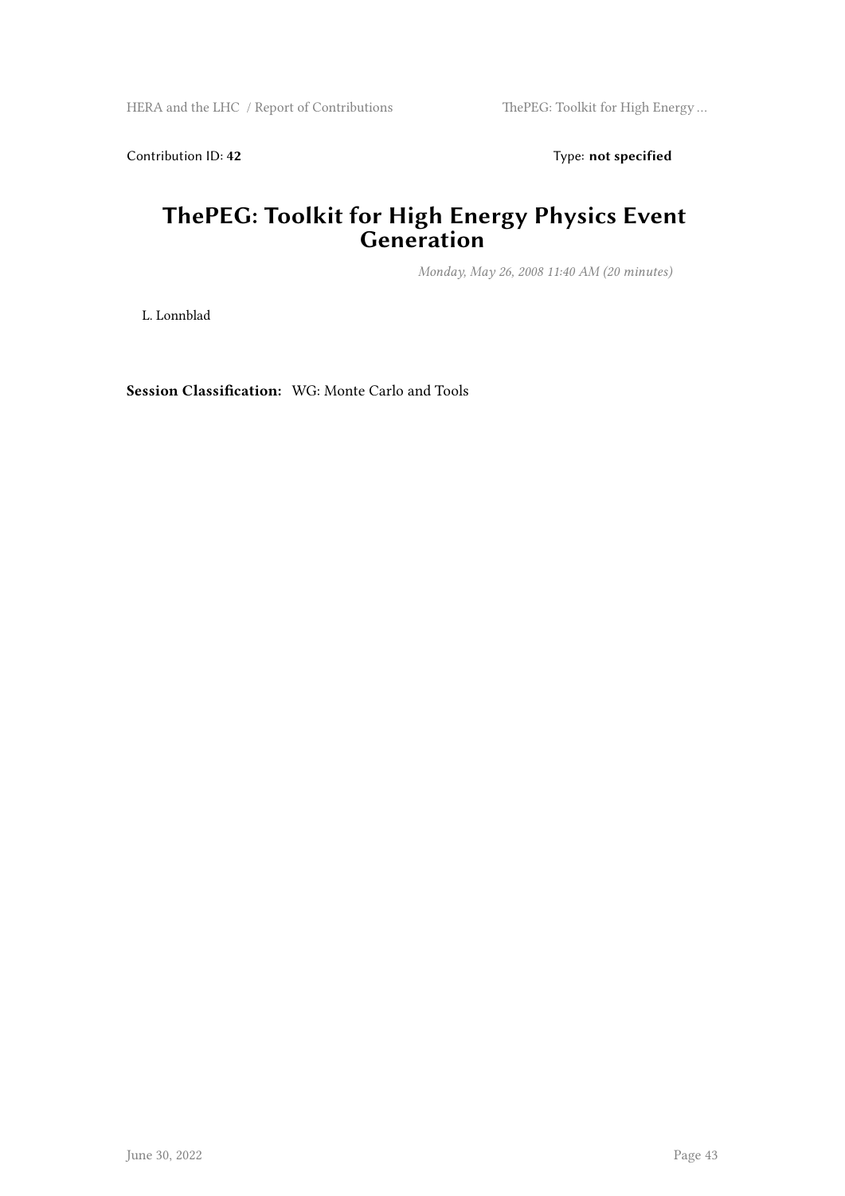Contribution ID: **42** Type: **not specified**

# ThePEG: Toolkit for High Energy Physics Event Generation

*Monday, May 26, 2008 11:40 AM (20 minutes)*

L. Lonnblad

**Session Classification:** WG: Monte Carlo and Tools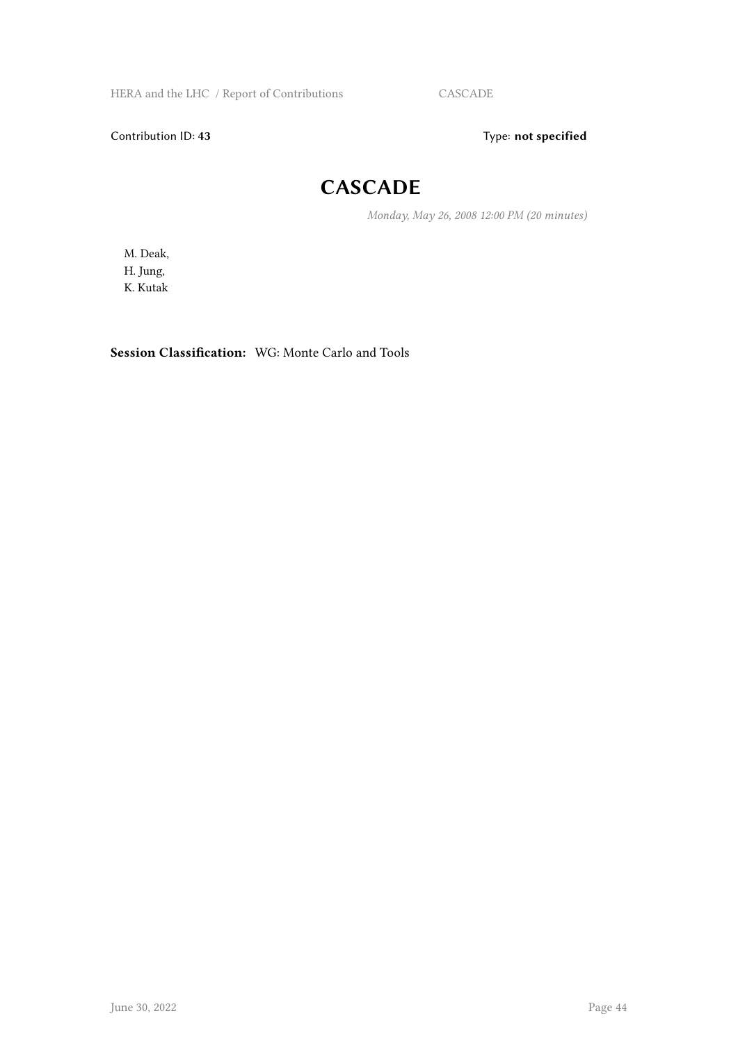Contribution ID: **43** Type: **not specified**

# CASCADE

*Monday, May 26, 2008 12:00 PM (20 minutes)*

M. Deak,
H. Jung,
K. Kutak

**Session Classification:** WG: Monte Carlo and Tools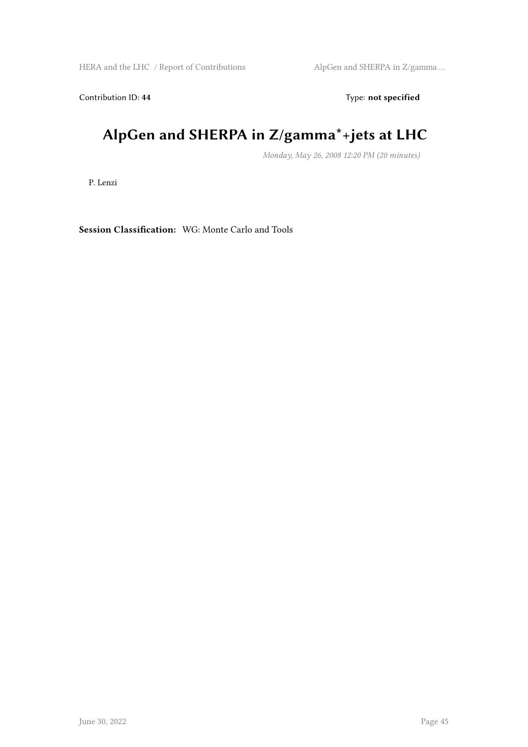Contribution ID: **44** Type: **not specified**

# AlpGen and SHERPA in Z/gamma*+jets at LHC

*Monday, May 26, 2008 12:20 PM (20 minutes)*

P. Lenzi

**Session Classification:** WG: Monte Carlo and Tools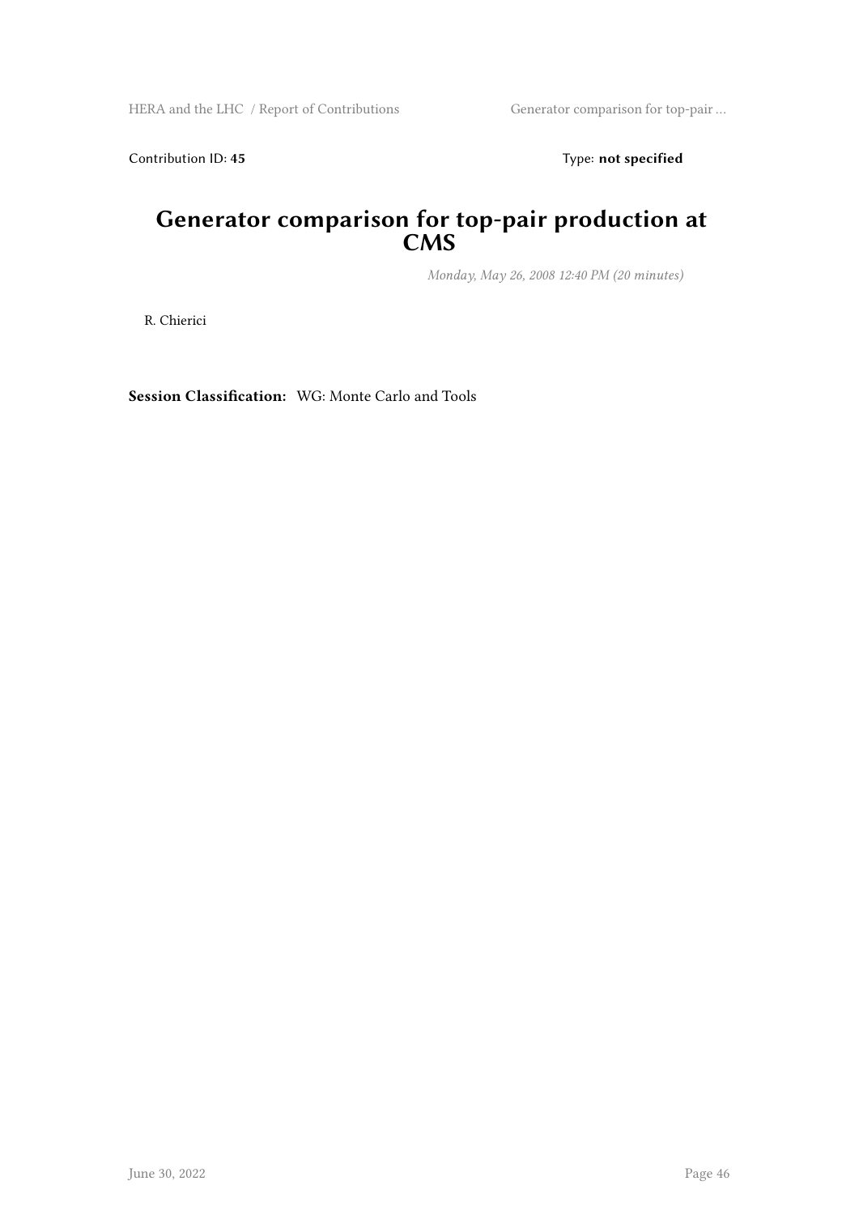Contribution ID: **45** Type: **not specified**

# Generator comparison for top-pair production at CMS

*Monday, May 26, 2008 12:40 PM (20 minutes)*

R. Chierici

**Session Classification:** WG: Monte Carlo and Tools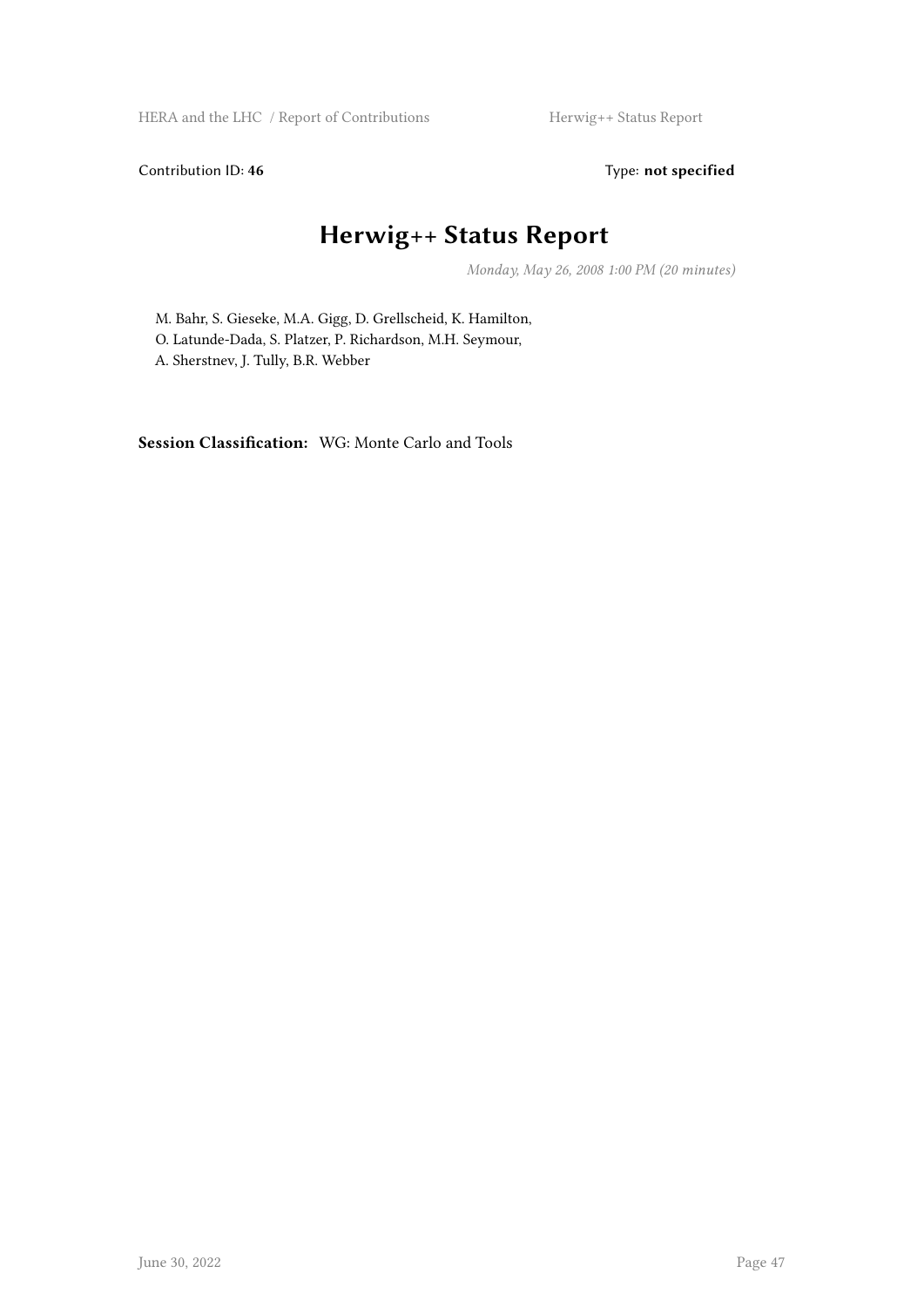Contribution ID: **46** Type: **not specified**

# Herwig++ Status Report

*Monday, May 26, 2008 1:00 PM (20 minutes)*

M. Bahr, S. Gieseke, M.A. Gigg, D. Grellscheid, K. Hamilton,
O. Latunde-Dada, S. Platzer, P. Richardson, M.H. Seymour,
A. Sherstnev, J. Tully, B.R. Webber

**Session Classification:** WG: Monte Carlo and Tools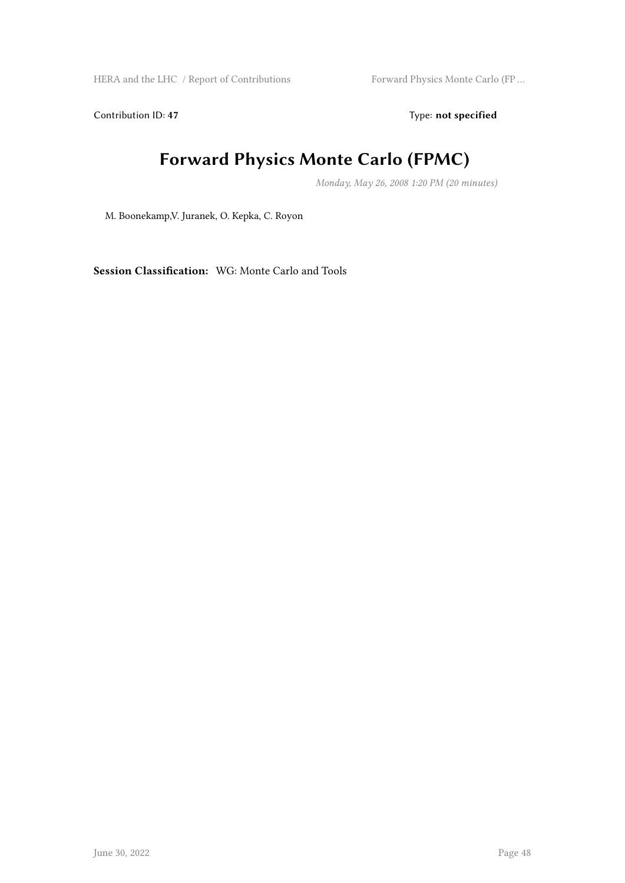Contribution ID: **47**

Type: **not specified**

# Forward Physics Monte Carlo (FPMC)

*Monday, May 26, 2008 1:20 PM (20 minutes)*

M. Boonekamp,V. Juranek, O. Kepka, C. Royon

**Session Classification:** WG: Monte Carlo and Tools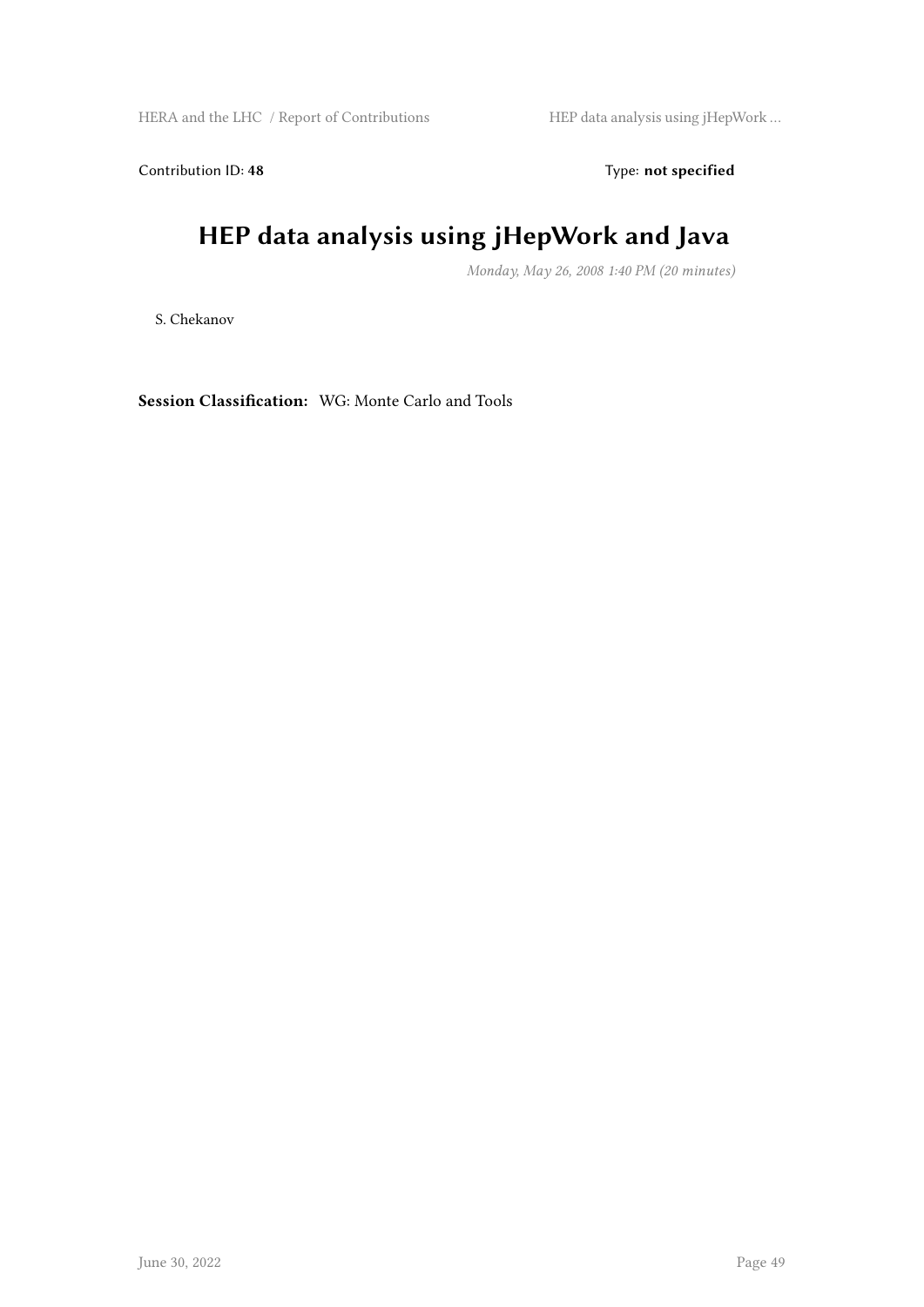Contribution ID: **48** Type: **not specified**

# HEP data analysis using jHepWork and Java

*Monday, May 26, 2008 1:40 PM (20 minutes)*

S. Chekanov

**Session Classification:** WG: Monte Carlo and Tools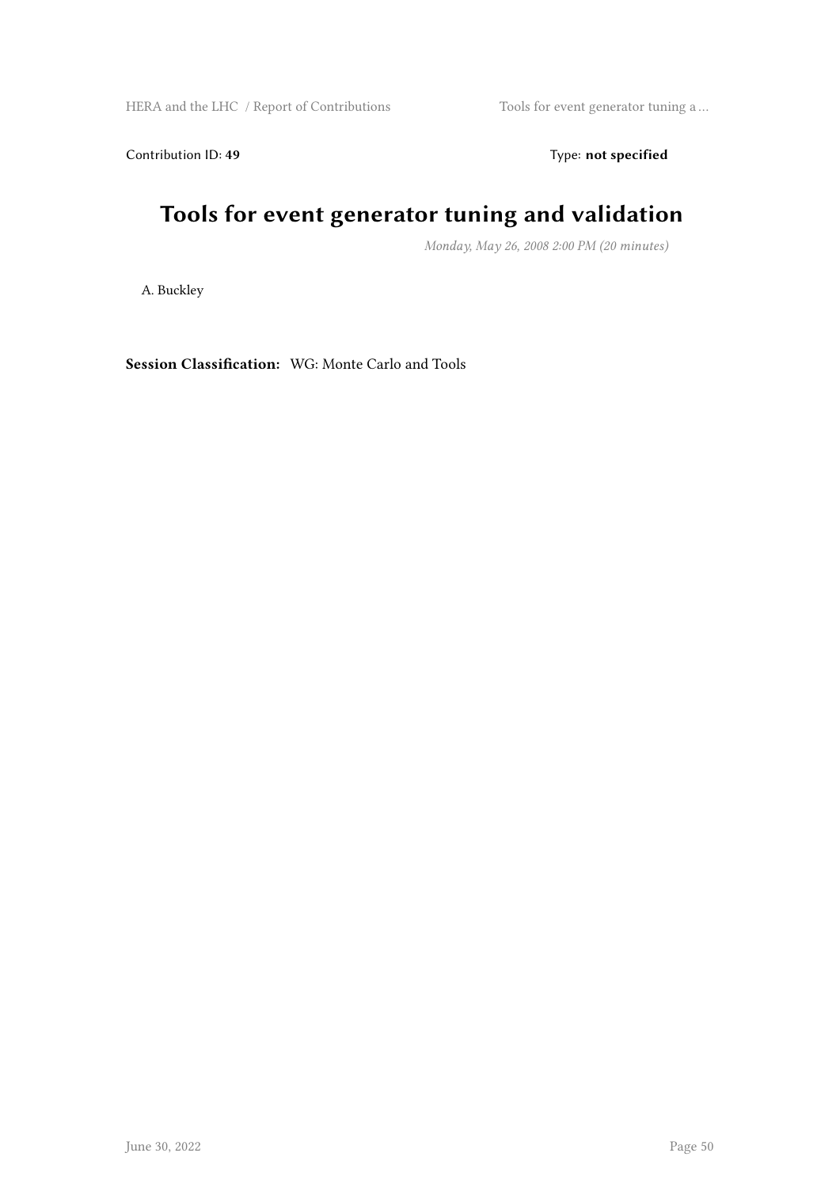Contribution ID: **49** Type: **not specified**

# Tools for event generator tuning and validation

*Monday, May 26, 2008 2:00 PM (20 minutes)*

A. Buckley

**Session Classification:** WG: Monte Carlo and Tools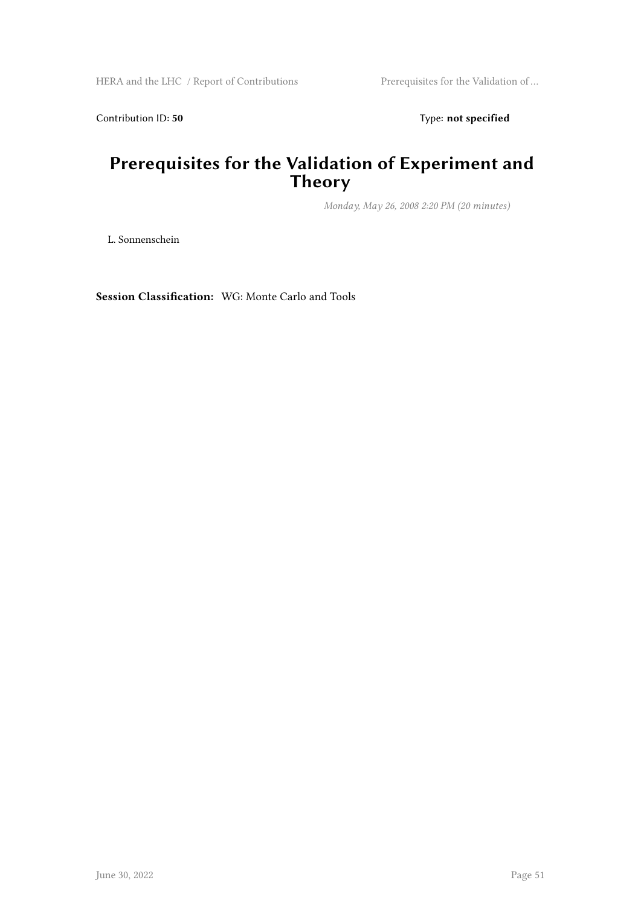Contribution ID: **50** Type: **not specified**

# Prerequisites for the Validation of Experiment and Theory

*Monday, May 26, 2008 2:20 PM (20 minutes)*

L. Sonnenschein

**Session Classification:** WG: Monte Carlo and Tools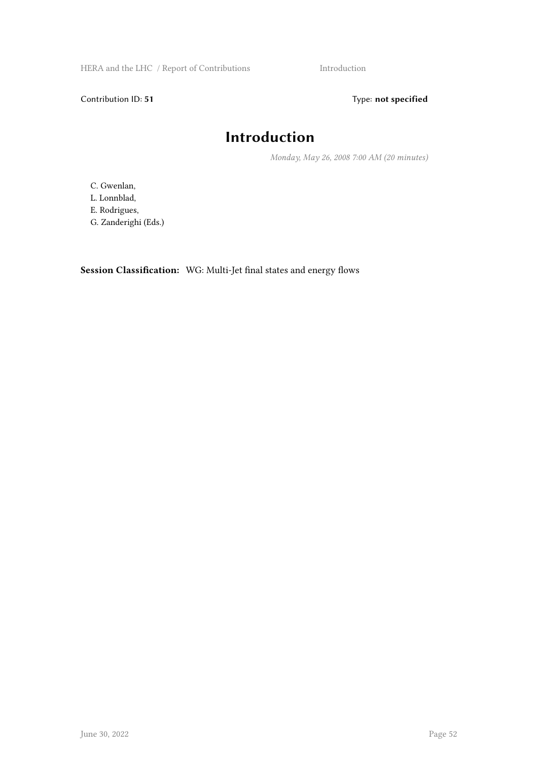Contribution ID: **51** Type: **not specified**

# Introduction

*Monday, May 26, 2008 7:00 AM (20 minutes)*

C. Gwenlan,
L. Lonnblad,
E. Rodrigues,
G. Zanderighi (Eds.)

**Session Classification:** WG: Multi-Jet final states and energy flows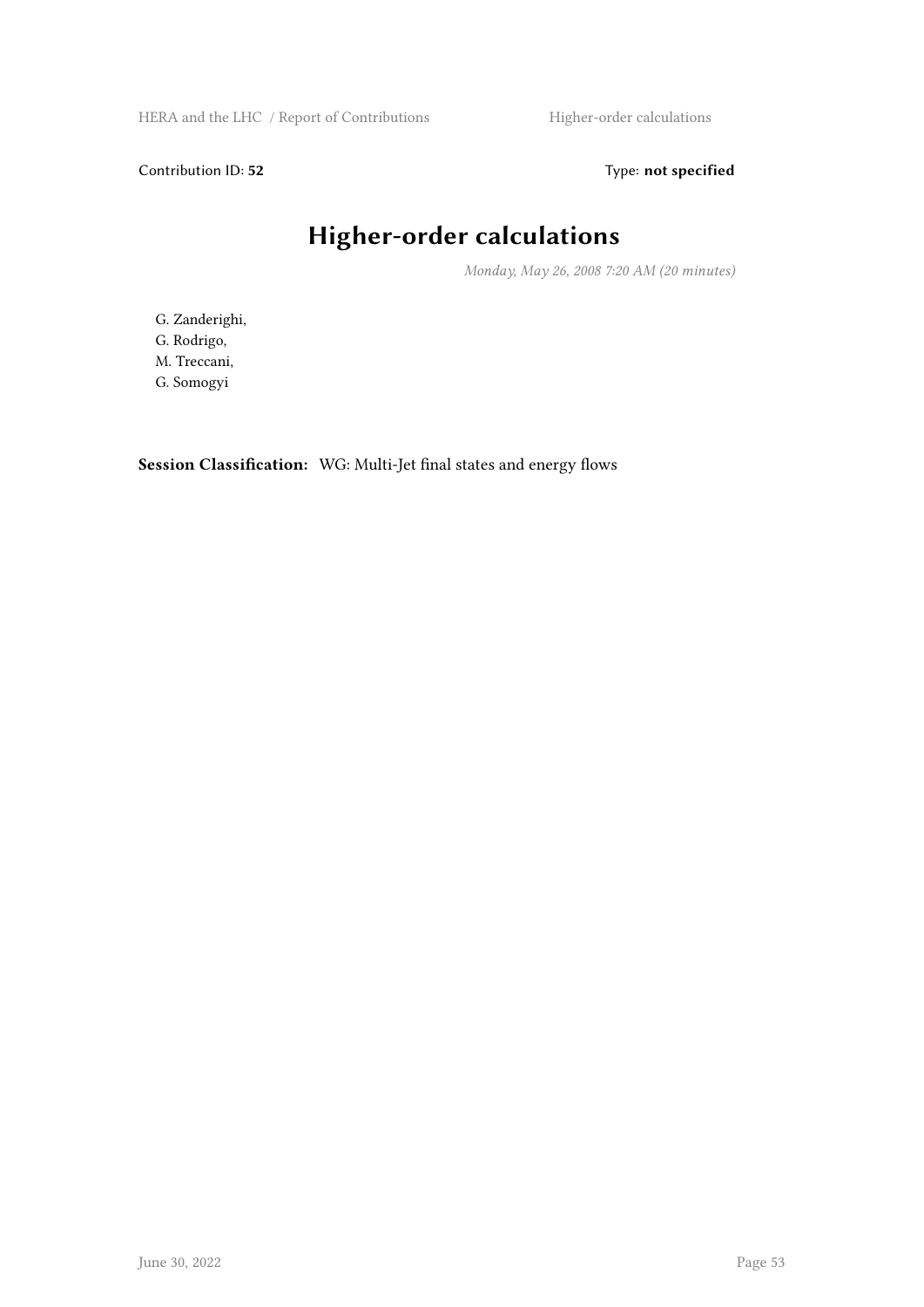Contribution ID: **52** Type: **not specified**

# Higher-order calculations

*Monday, May 26, 2008 7:20 AM (20 minutes)*

G. Zanderighi,
G. Rodrigo,
M. Treccani,
G. Somogyi

**Session Classification:** WG: Multi-Jet final states and energy flows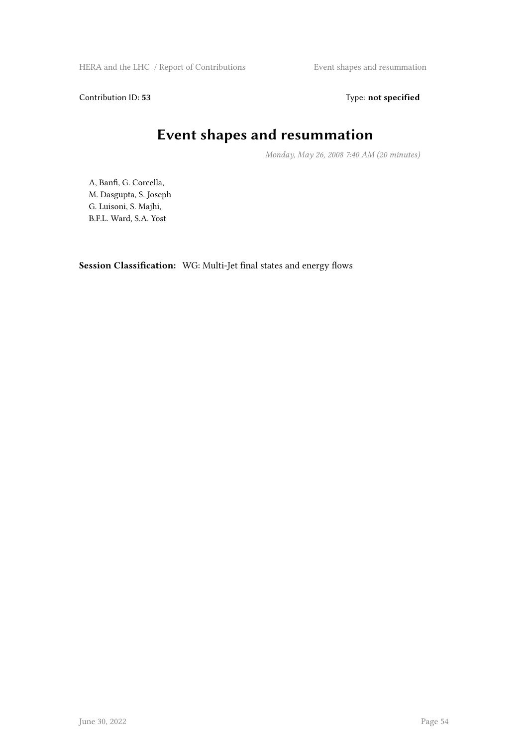Contribution ID: **53** Type: **not specified**

# Event shapes and resummation

*Monday, May 26, 2008 7:40 AM (20 minutes)*

A, Banfi, G. Corcella,
M. Dasgupta, S. Joseph
G. Luisoni, S. Majhi,
B.F.L. Ward, S.A. Yost

**Session Classification:** WG: Multi-Jet final states and energy flows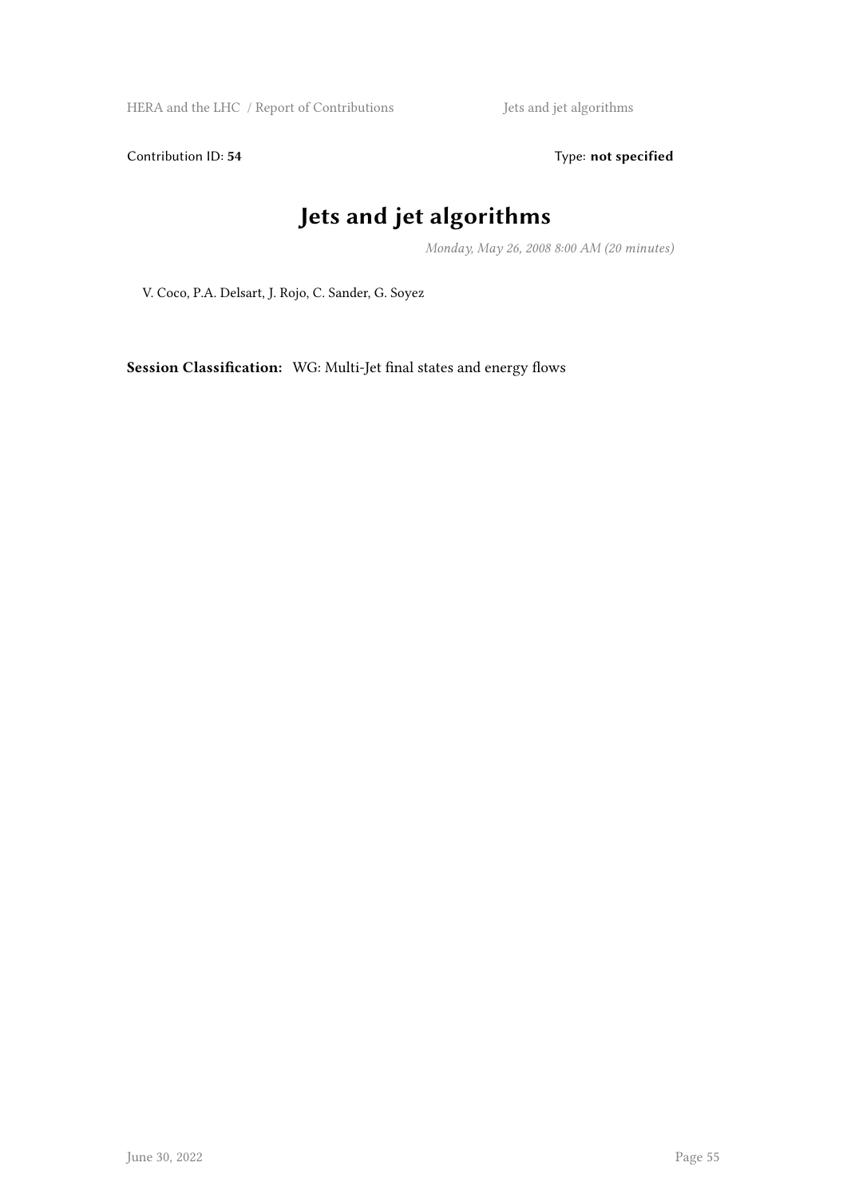Contribution ID: **54** Type: **not specified**

# Jets and jet algorithms

*Monday, May 26, 2008 8:00 AM (20 minutes)*

V. Coco, P.A. Delsart, J. Rojo, C. Sander, G. Soyez

**Session Classification:** WG: Multi-Jet final states and energy flows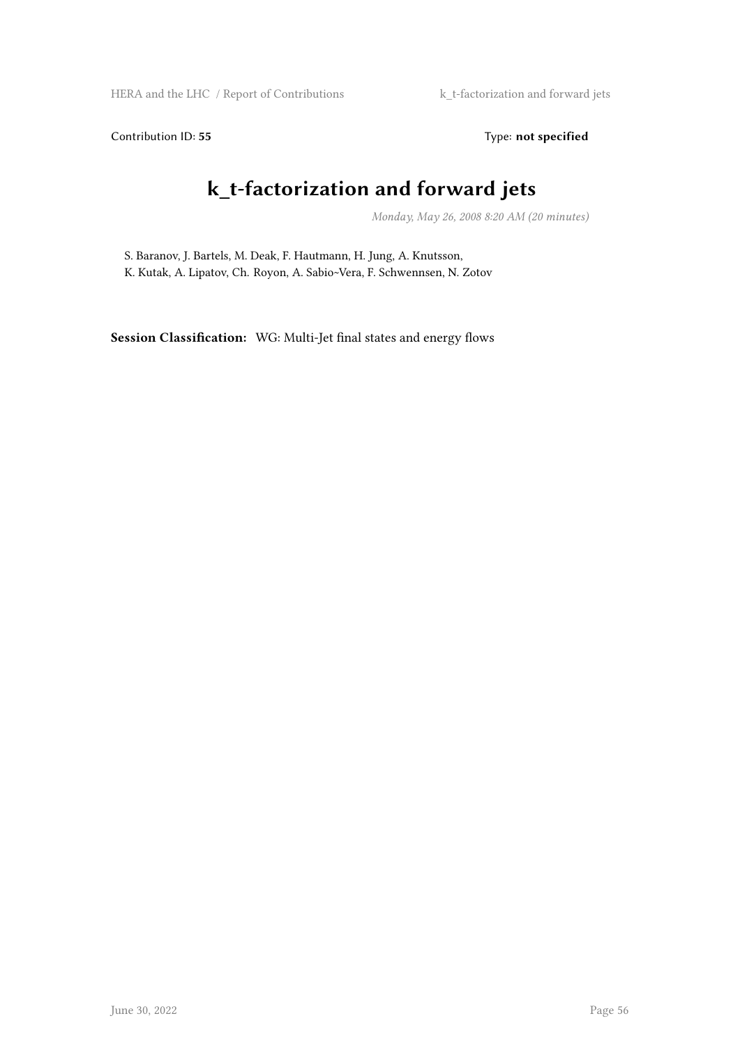Contribution ID: **55** Type: **not specified**

# k_t-factorization and forward jets

*Monday, May 26, 2008 8:20 AM (20 minutes)*

S. Baranov, J. Bartels, M. Deak, F. Hautmann, H. Jung, A. Knutsson, K. Kutak, A. Lipatov, Ch. Royon, A. Sabio~Vera, F. Schwennsen, N. Zotov

**Session Classification:** WG: Multi-Jet final states and energy flows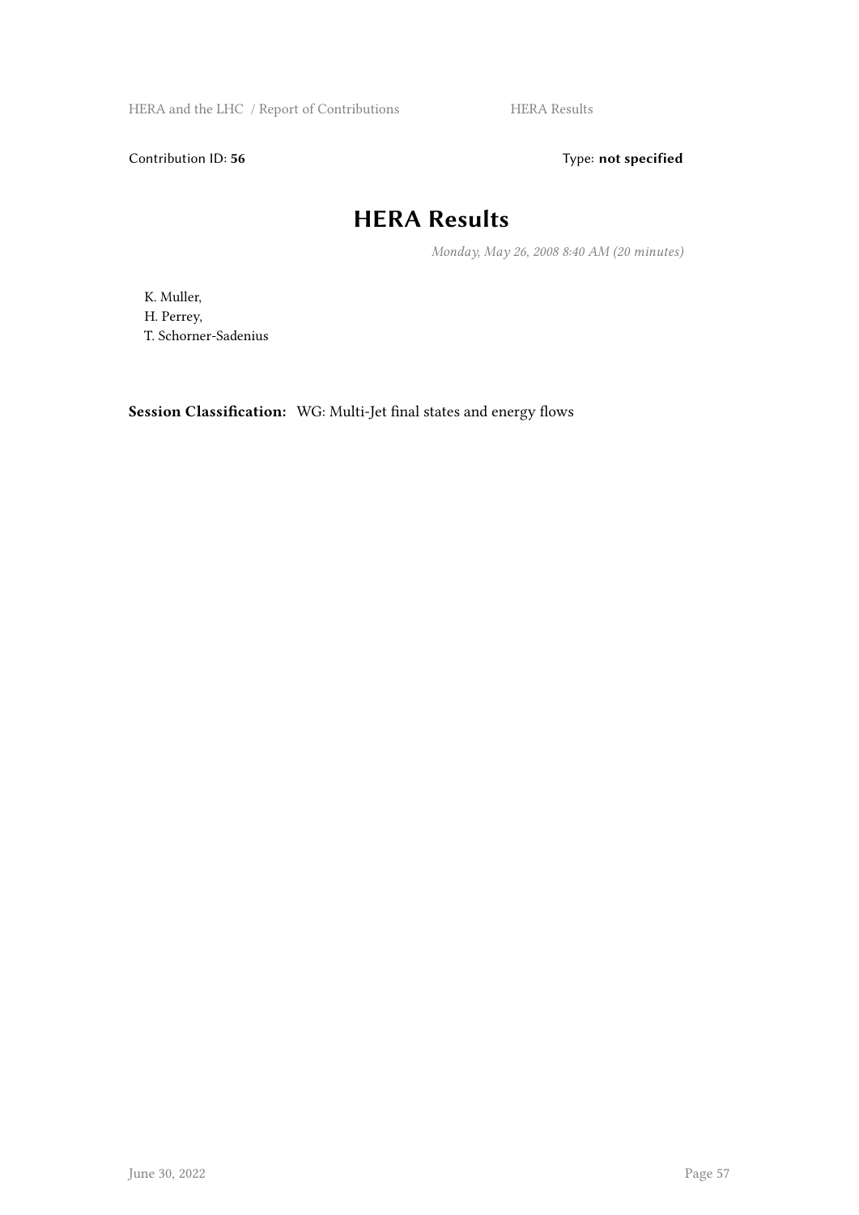Contribution ID: **56**  Type: **not specified**

# HERA Results

*Monday, May 26, 2008 8:40 AM (20 minutes)*

K. Muller,
H. Perrey,
T. Schorner-Sadenius

**Session Classification:** WG: Multi-Jet final states and energy flows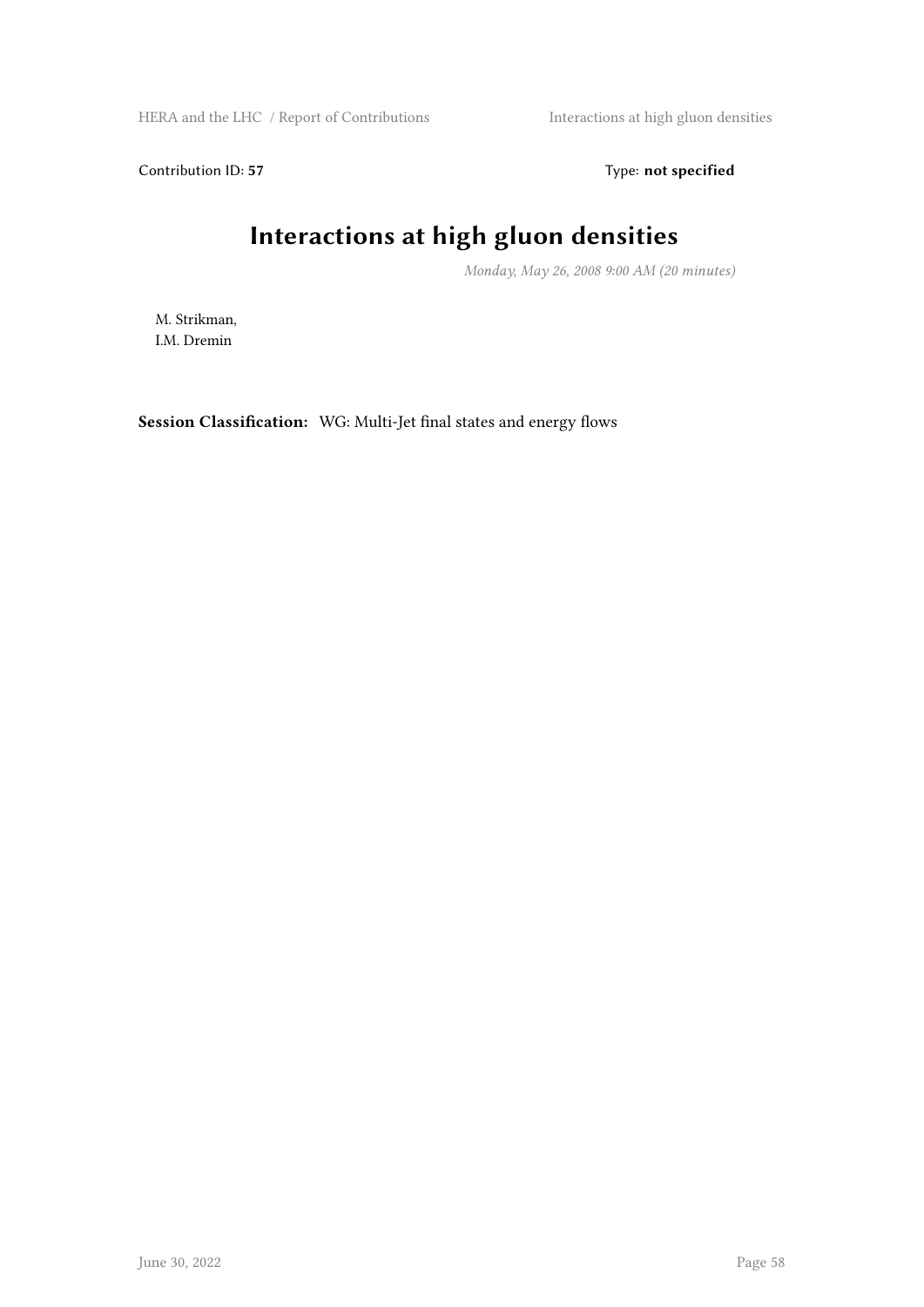Contribution ID: **57** Type: **not specified**

# Interactions at high gluon densities

*Monday, May 26, 2008 9:00 AM (20 minutes)*

M. Strikman,
I.M. Dremin

**Session Classification:** WG: Multi-Jet final states and energy flows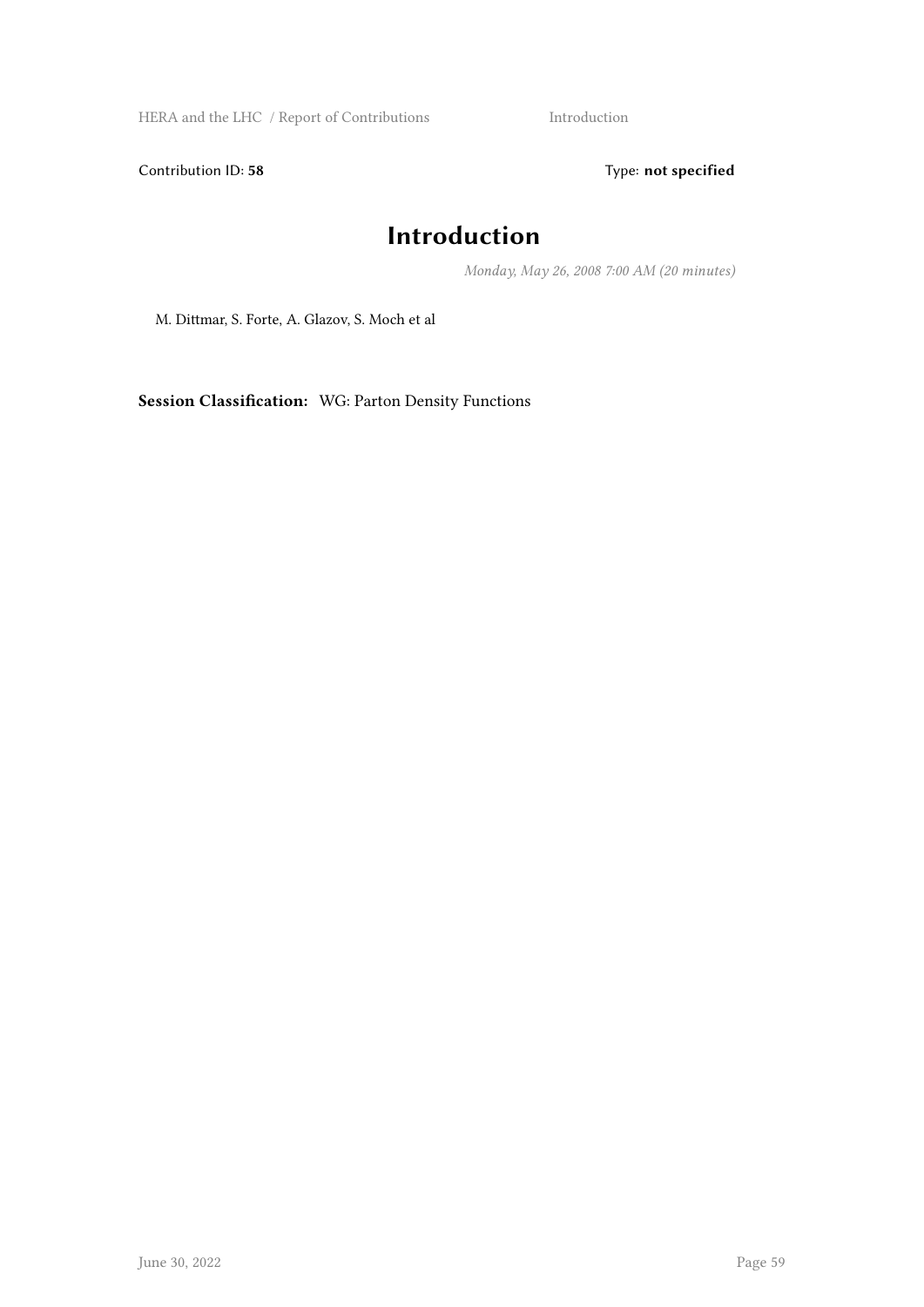Contribution ID: **58** Type: **not specified**

# Introduction

*Monday, May 26, 2008 7:00 AM (20 minutes)*

M. Dittmar, S. Forte, A. Glazov, S. Moch et al

**Session Classification:** WG: Parton Density Functions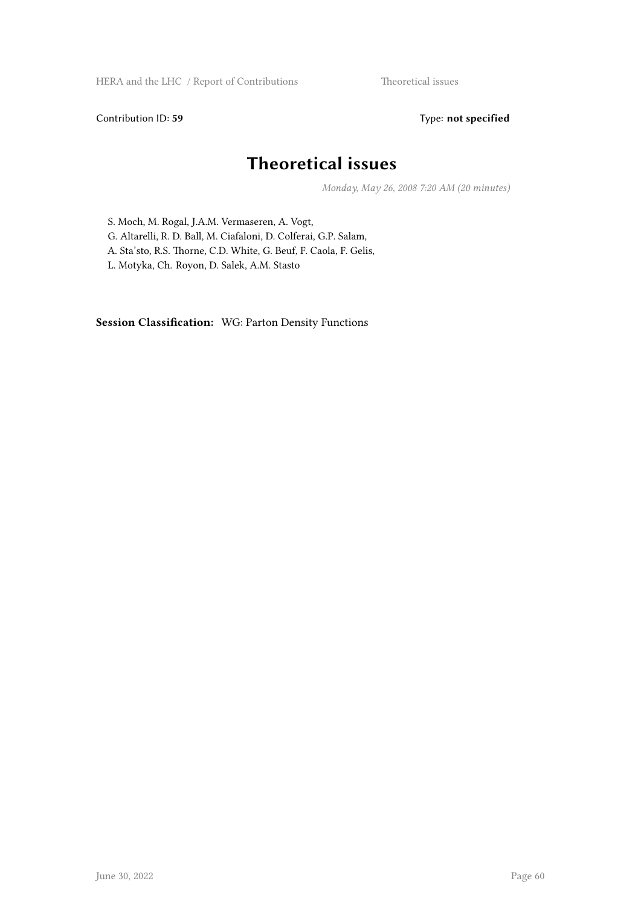Contribution ID: **59** Type: **not specified**

# Theoretical issues

*Monday, May 26, 2008 7:20 AM (20 minutes)*

S. Moch, M. Rogal, J.A.M. Vermaseren, A. Vogt,
G. Altarelli, R. D. Ball, M. Ciafaloni, D. Colferai, G.P. Salam,
A. Sta'sto, R.S. Thorne, C.D. White, G. Beuf, F. Caola, F. Gelis,
L. Motyka, Ch. Royon, D. Salek, A.M. Stasto

**Session Classification:** WG: Parton Density Functions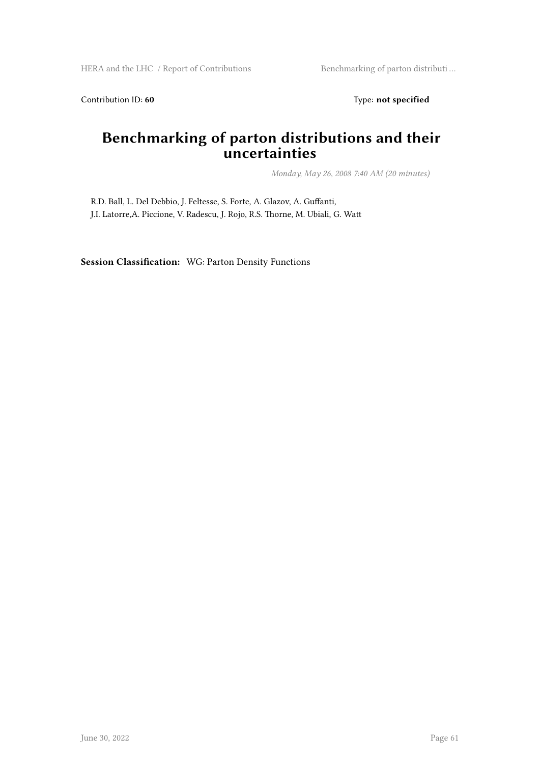Contribution ID: **60** Type: **not specified**

# Benchmarking of parton distributions and their uncertainties

*Monday, May 26, 2008 7:40 AM (20 minutes)*

R.D. Ball, L. Del Debbio, J. Feltesse, S. Forte, A. Glazov, A. Guffanti, J.I. Latorre,A. Piccione, V. Radescu, J. Rojo, R.S. Thorne, M. Ubiali, G. Watt

**Session Classification:** WG: Parton Density Functions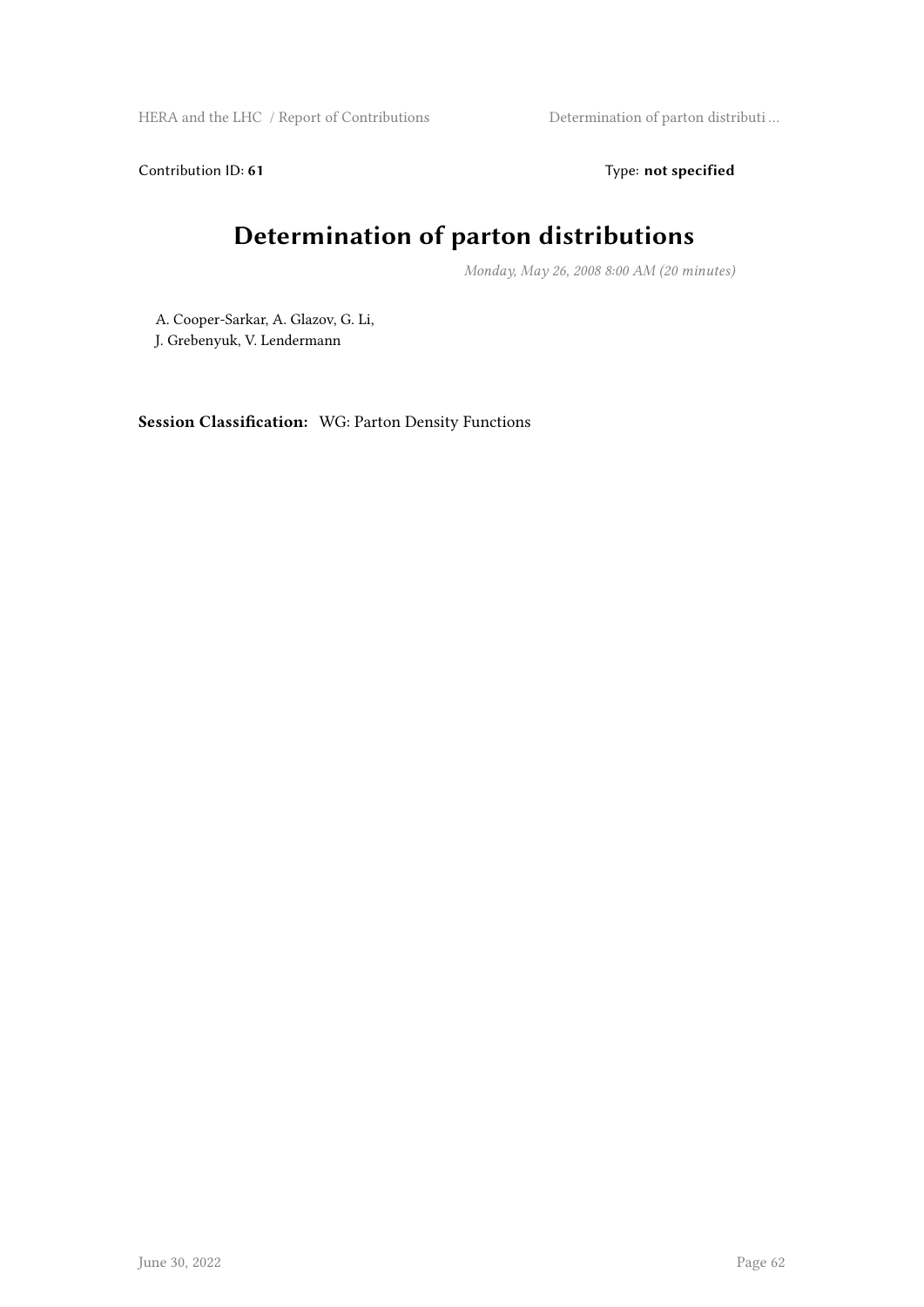Contribution ID: **61** Type: **not specified**

# Determination of parton distributions

*Monday, May 26, 2008 8:00 AM (20 minutes)*

A. Cooper-Sarkar, A. Glazov, G. Li,
J. Grebenyuk, V. Lendermann

**Session Classification:** WG: Parton Density Functions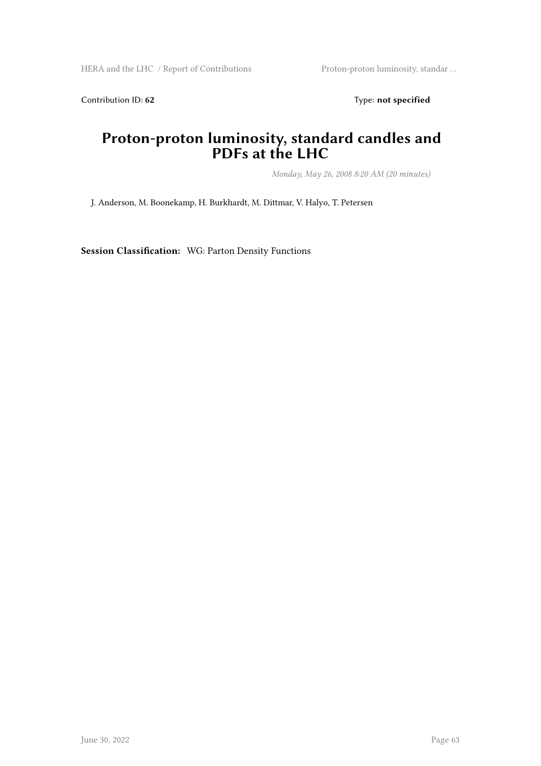Contribution ID: **62** Type: **not specified**

# Proton-proton luminosity, standard candles and PDFs at the LHC

*Monday, May 26, 2008 8:20 AM (20 minutes)*

J. Anderson, M. Boonekamp, H. Burkhardt, M. Dittmar, V. Halyo, T. Petersen

**Session Classification:** WG: Parton Density Functions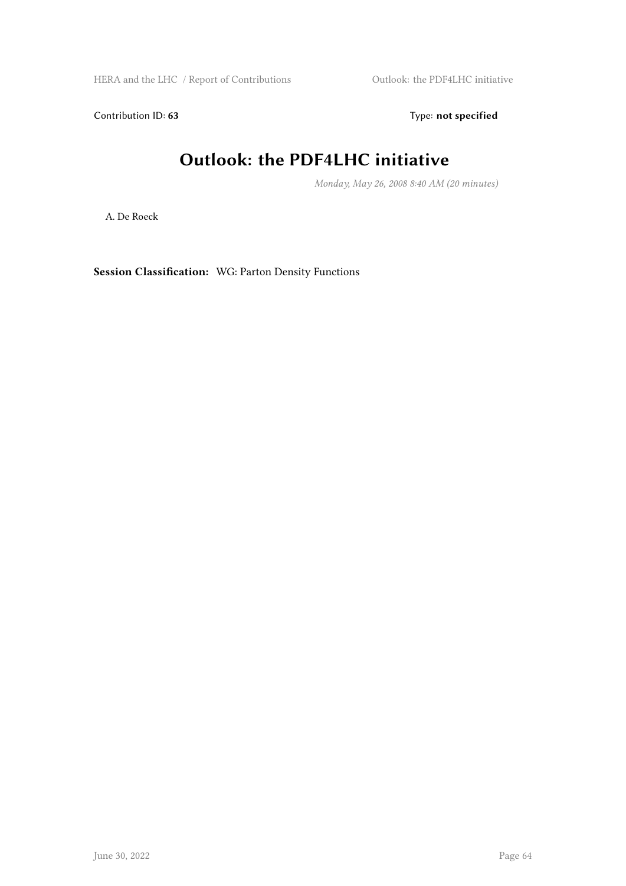Contribution ID: **63** Type: **not specified**

# Outlook: the PDF4LHC initiative

*Monday, May 26, 2008 8:40 AM (20 minutes)*

A. De Roeck

**Session Classification:** WG: Parton Density Functions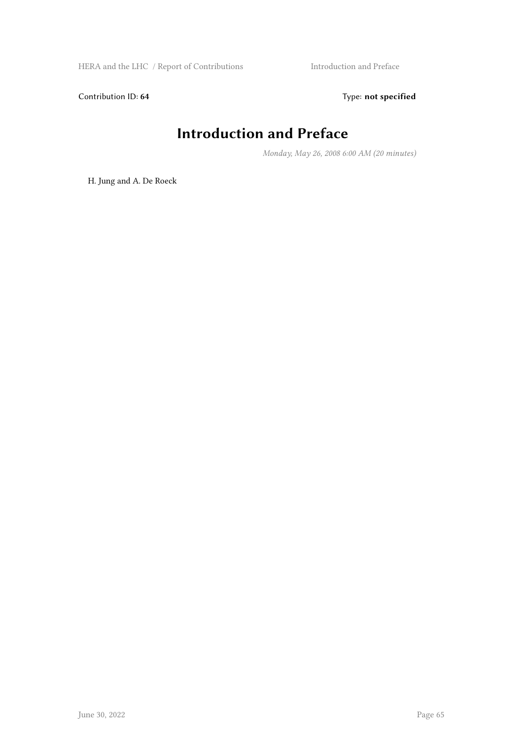Contribution ID: **64** Type: **not specified**

# Introduction and Preface

*Monday, May 26, 2008 6:00 AM (20 minutes)*

H. Jung and A. De Roeck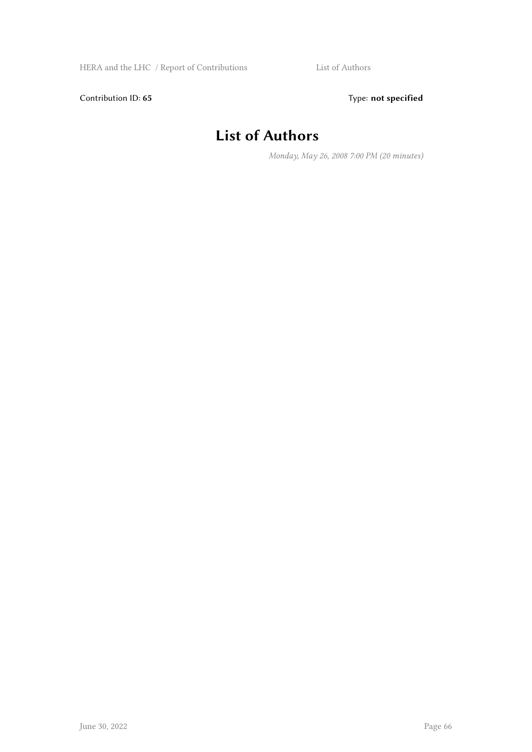Contribution ID: **65** Type: **not specified**

# List of Authors

*Monday, May 26, 2008 7:00 PM (20 minutes)*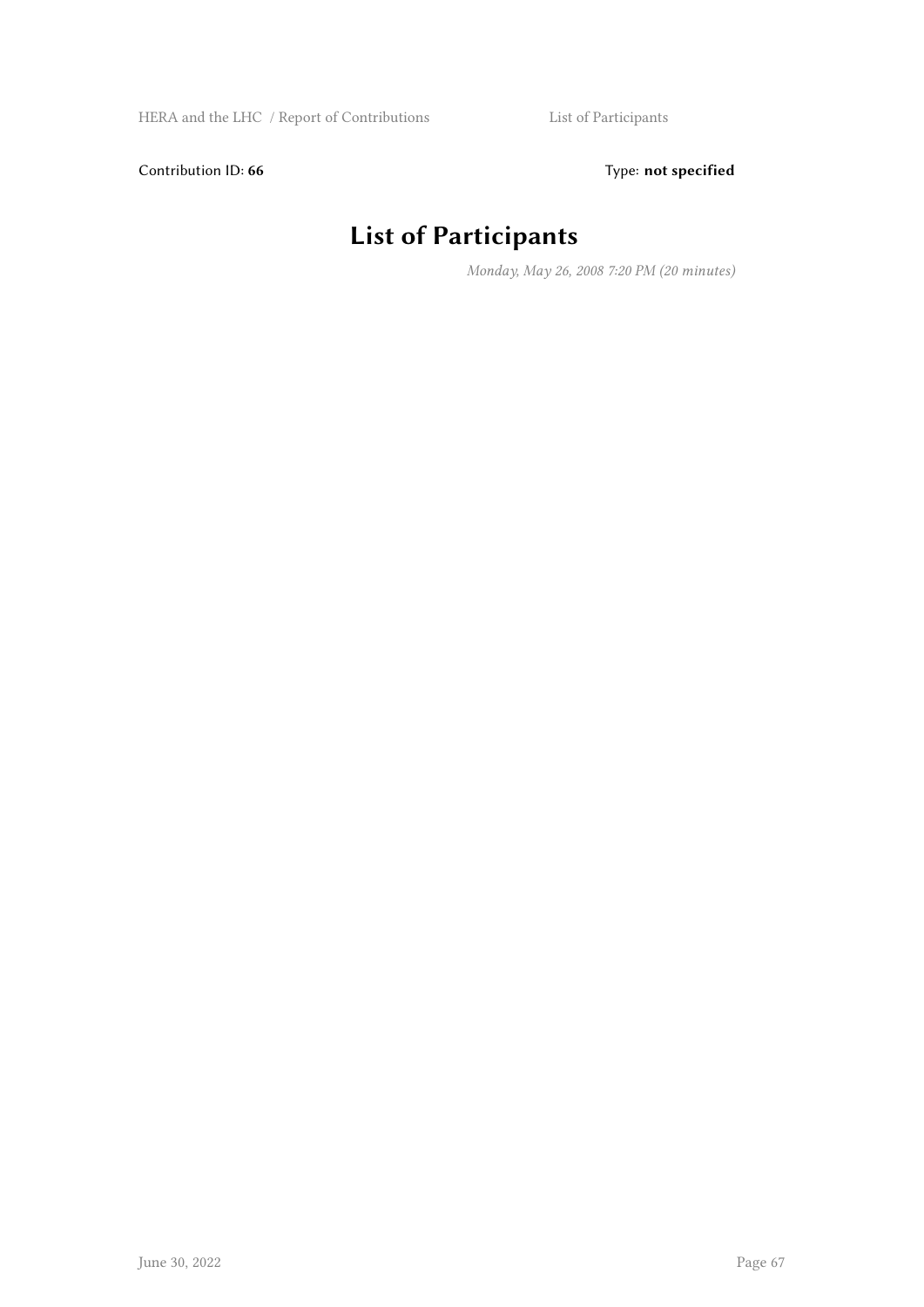Contribution ID: **66** Type: **not specified**

# List of Participants

*Monday, May 26, 2008 7:20 PM (20 minutes)*